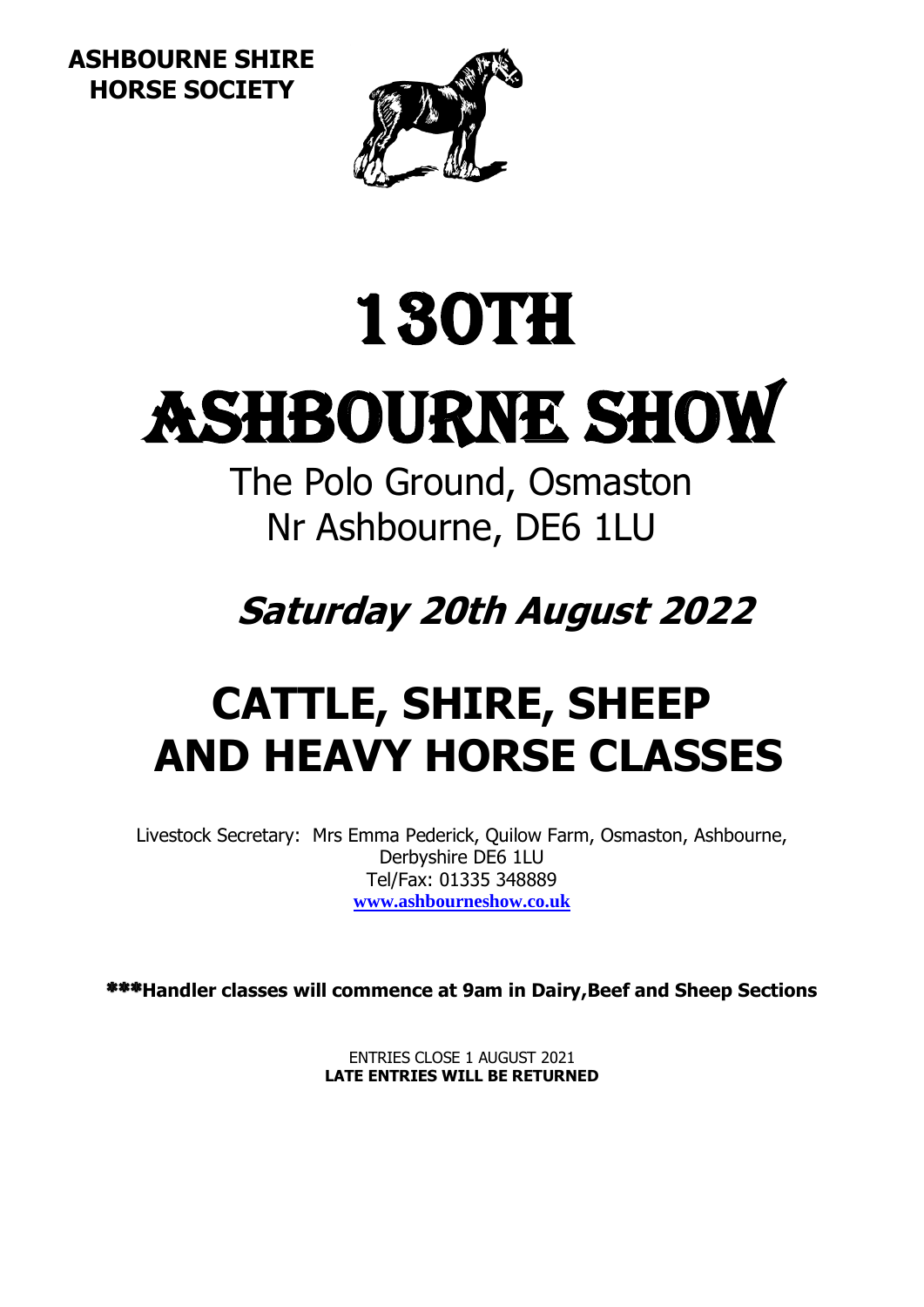**ASHBOURNE SHIRE HORSE SOCIETY**

# 130TH ASHBOURNE SHOW

The Polo Ground, Osmaston
Nr Ashbourne, DE6 1LU

***Saturday 20th August 2022***

# CATTLE, SHIRE, SHEEP AND HEAVY HORSE CLASSES

Livestock Secretary: Mrs Emma Pederick, Quilow Farm, Osmaston, Ashbourne, Derbyshire DE6 1LU
Tel/Fax: 01335 348889
www.ashbourneshow.co.uk

***Handler classes will commence at 9am in Dairy,Beef and Sheep Sections**

ENTRIES CLOSE 1 AUGUST 2021
**LATE ENTRIES WILL BE RETURNED**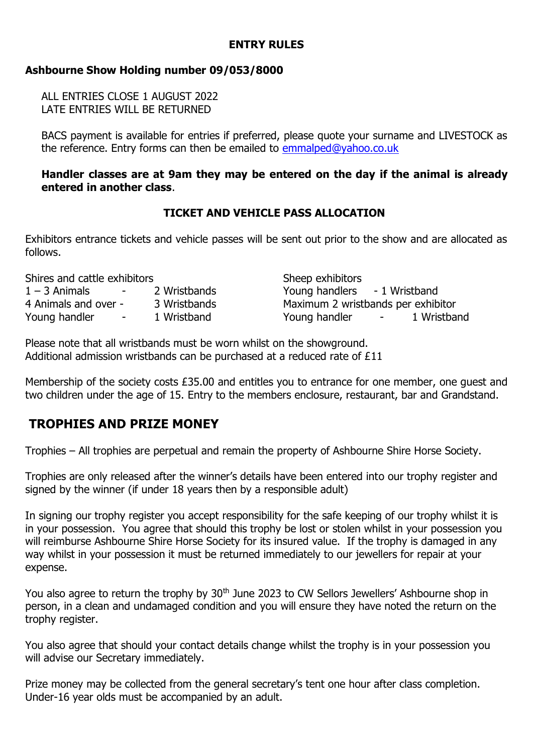## ENTRY RULES

**Ashbourne Show Holding number 09/053/8000**

ALL ENTRIES CLOSE 1 AUGUST 2022
LATE ENTRIES WILL BE RETURNED

BACS payment is available for entries if preferred, please quote your surname and LIVESTOCK as the reference. Entry forms can then be emailed to emmalped@yahoo.co.uk

**Handler classes are at 9am they may be entered on the day if the animal is already entered in another class**.

## TICKET AND VEHICLE PASS ALLOCATION

Exhibitors entrance tickets and vehicle passes will be sent out prior to the show and are allocated as follows.

Shires and cattle exhibitors
1 – 3 Animals - 2 Wristbands
4 Animals and over - 3 Wristbands
Young handler - 1 Wristband

Sheep exhibitors
Young handlers - 1 Wristband
Maximum 2 wristbands per exhibitor
Young handler - 1 Wristband

Please note that all wristbands must be worn whilst on the showground.
Additional admission wristbands can be purchased at a reduced rate of £11

Membership of the society costs £35.00 and entitles you to entrance for one member, one guest and two children under the age of 15. Entry to the members enclosure, restaurant, bar and Grandstand.

## TROPHIES AND PRIZE MONEY

Trophies – All trophies are perpetual and remain the property of Ashbourne Shire Horse Society.

Trophies are only released after the winner's details have been entered into our trophy register and signed by the winner (if under 18 years then by a responsible adult)

In signing our trophy register you accept responsibility for the safe keeping of our trophy whilst it is in your possession. You agree that should this trophy be lost or stolen whilst in your possession you will reimburse Ashbourne Shire Horse Society for its insured value. If the trophy is damaged in any way whilst in your possession it must be returned immediately to our jewellers for repair at your expense.

You also agree to return the trophy by 30th June 2023 to CW Sellors Jewellers' Ashbourne shop in person, in a clean and undamaged condition and you will ensure they have noted the return on the trophy register.

You also agree that should your contact details change whilst the trophy is in your possession you will advise our Secretary immediately.

Prize money may be collected from the general secretary's tent one hour after class completion. Under-16 year olds must be accompanied by an adult.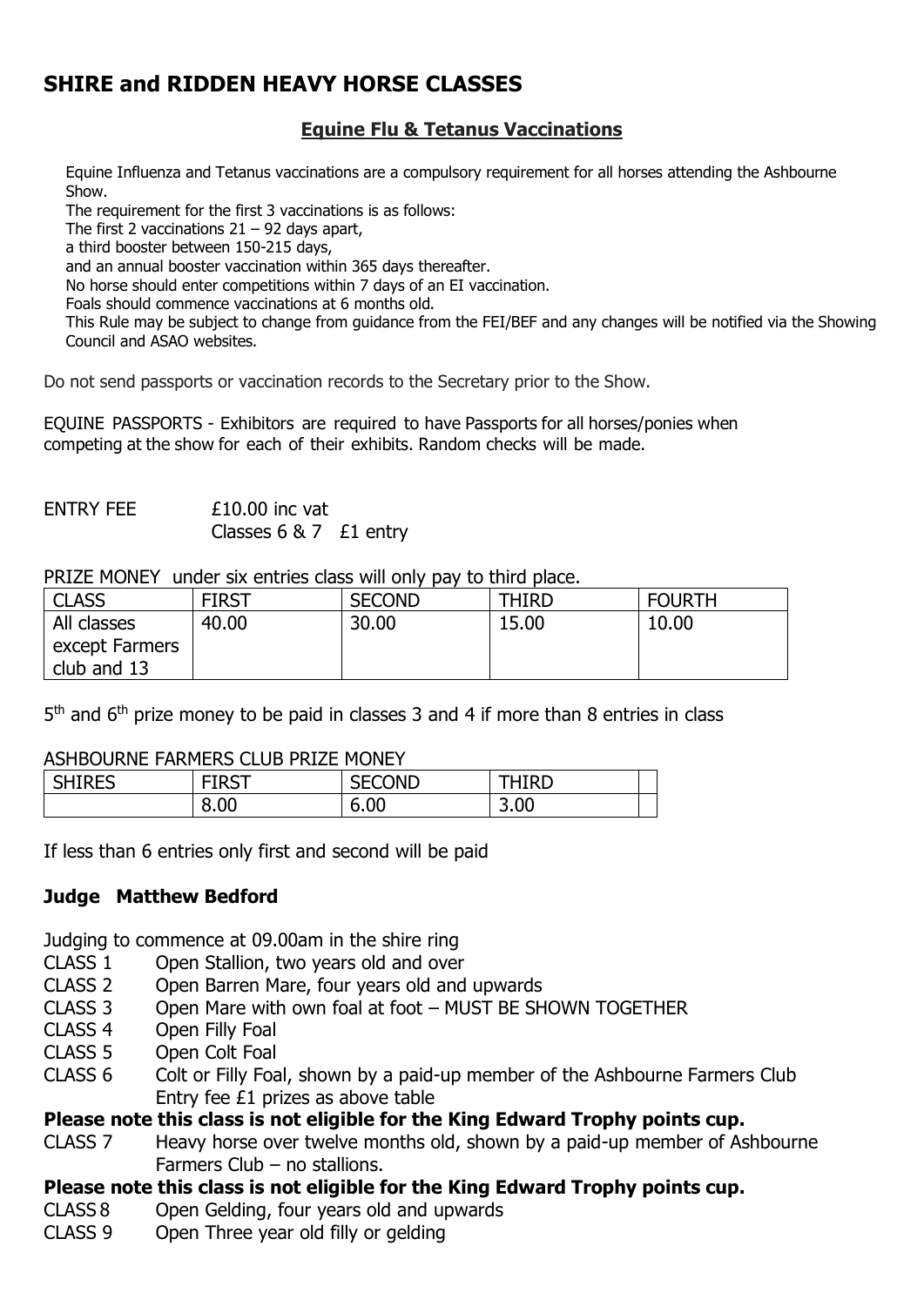# SHIRE and RIDDEN HEAVY HORSE CLASSES

## Equine Flu & Tetanus Vaccinations

Equine Influenza and Tetanus vaccinations are a compulsory requirement for all horses attending the Ashbourne Show.
The requirement for the first 3 vaccinations is as follows:
The first 2 vaccinations 21 – 92 days apart,
a third booster between 150-215 days,
and an annual booster vaccination within 365 days thereafter.
No horse should enter competitions within 7 days of an EI vaccination.
Foals should commence vaccinations at 6 months old.
This Rule may be subject to change from guidance from the FEI/BEF and any changes will be notified via the Showing Council and ASAO websites.

Do not send passports or vaccination records to the Secretary prior to the Show.

EQUINE PASSPORTS - Exhibitors are required to have Passports for all horses/ponies when competing at the show for each of their exhibits. Random checks will be made.

ENTRY FEE £10.00 inc vat
Classes 6 & 7 £1 entry

PRIZE MONEY under six entries class will only pay to third place.

| CLASS | FIRST | SECOND | THIRD | FOURTH |
|---|---|---|---|---|
| All classes except Farmers club and 13 | 40.00 | 30.00 | 15.00 | 10.00 |

5th and 6th prize money to be paid in classes 3 and 4 if more than 8 entries in class

ASHBOURNE FARMERS CLUB PRIZE MONEY

| SHIRES | FIRST | SECOND | THIRD | |
|---|---|---|---|---|
| | 8.00 | 6.00 | 3.00 | |

If less than 6 entries only first and second will be paid

**Judge Matthew Bedford**

Judging to commence at 09.00am in the shire ring

CLASS 1 Open Stallion, two years old and over
CLASS 2 Open Barren Mare, four years old and upwards
CLASS 3 Open Mare with own foal at foot – MUST BE SHOWN TOGETHER
CLASS 4 Open Filly Foal
CLASS 5 Open Colt Foal
CLASS 6 Colt or Filly Foal, shown by a paid-up member of the Ashbourne Farmers Club
Entry fee £1 prizes as above table

**Please note this class is not eligible for the King Edward Trophy points cup.**

CLASS 7 Heavy horse over twelve months old, shown by a paid-up member of Ashbourne Farmers Club – no stallions.

**Please note this class is not eligible for the King Edward Trophy points cup.**

CLASS 8 Open Gelding, four years old and upwards
CLASS 9 Open Three year old filly or gelding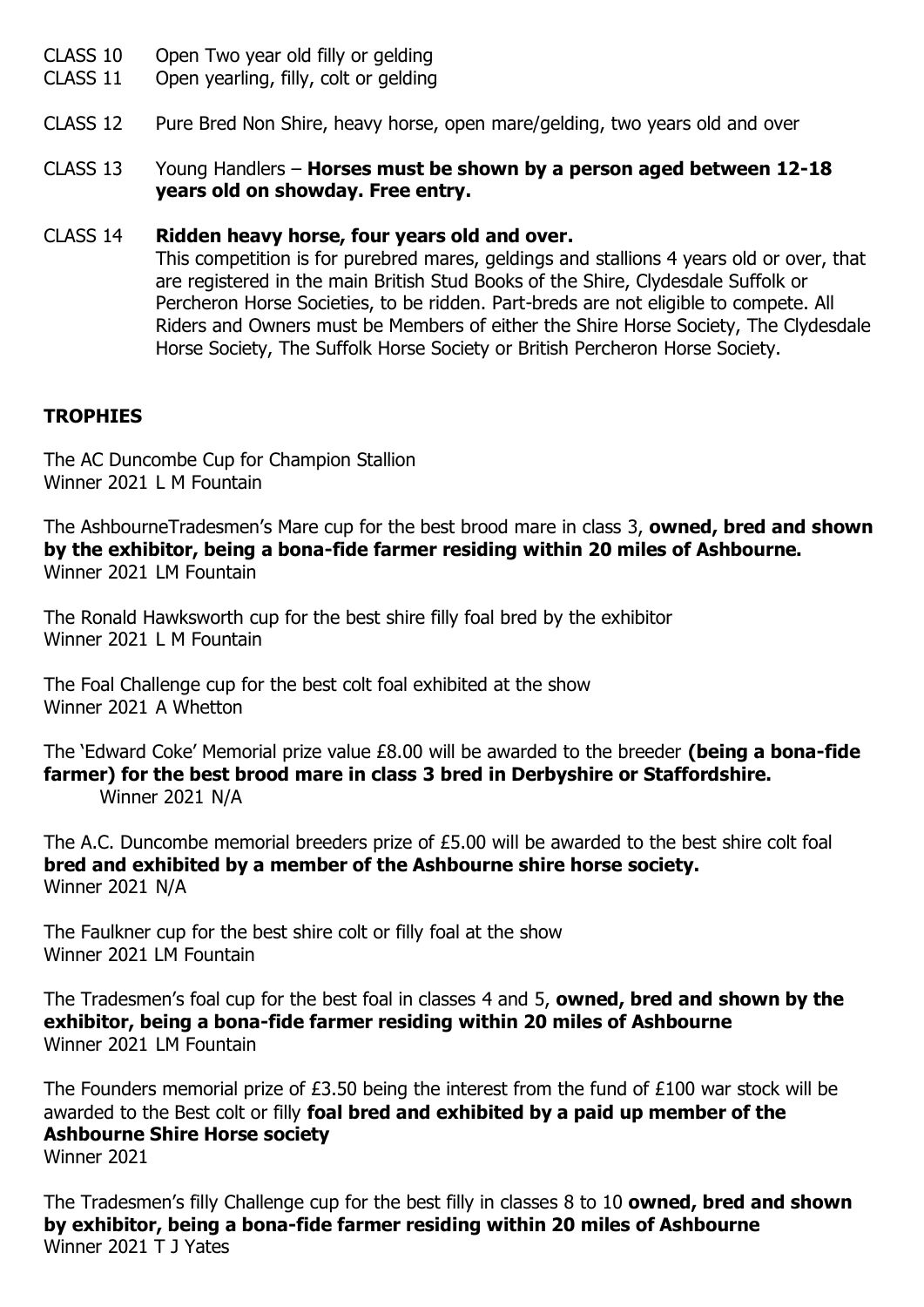CLASS 10 Open Two year old filly or gelding
CLASS 11 Open yearling, filly, colt or gelding

CLASS 12 Pure Bred Non Shire, heavy horse, open mare/gelding, two years old and over

CLASS 13 Young Handlers – **Horses must be shown by a person aged between 12-18 years old on showday. Free entry.**

CLASS 14 **Ridden heavy horse, four years old and over.**
This competition is for purebred mares, geldings and stallions 4 years old or over, that are registered in the main British Stud Books of the Shire, Clydesdale Suffolk or Percheron Horse Societies, to be ridden. Part-breds are not eligible to compete. All Riders and Owners must be Members of either the Shire Horse Society, The Clydesdale Horse Society, The Suffolk Horse Society or British Percheron Horse Society.

## TROPHIES

The AC Duncombe Cup for Champion Stallion
Winner 2021 L M Fountain

The AshbourneTradesmen's Mare cup for the best brood mare in class 3, **owned, bred and shown by the exhibitor, being a bona-fide farmer residing within 20 miles of Ashbourne.**
Winner 2021 LM Fountain

The Ronald Hawksworth cup for the best shire filly foal bred by the exhibitor
Winner 2021 L M Fountain

The Foal Challenge cup for the best colt foal exhibited at the show
Winner 2021 A Whetton

The 'Edward Coke' Memorial prize value £8.00 will be awarded to the breeder **(being a bona-fide farmer) for the best brood mare in class 3 bred in Derbyshire or Staffordshire.**
Winner 2021 N/A

The A.C. Duncombe memorial breeders prize of £5.00 will be awarded to the best shire colt foal **bred and exhibited by a member of the Ashbourne shire horse society.**
Winner 2021 N/A

The Faulkner cup for the best shire colt or filly foal at the show
Winner 2021 LM Fountain

The Tradesmen's foal cup for the best foal in classes 4 and 5, **owned, bred and shown by the exhibitor, being a bona-fide farmer residing within 20 miles of Ashbourne**
Winner 2021 LM Fountain

The Founders memorial prize of £3.50 being the interest from the fund of £100 war stock will be awarded to the Best colt or filly **foal bred and exhibited by a paid up member of the Ashbourne Shire Horse society**
Winner 2021

The Tradesmen's filly Challenge cup for the best filly in classes 8 to 10 **owned, bred and shown by exhibitor, being a bona-fide farmer residing within 20 miles of Ashbourne**
Winner 2021 T J Yates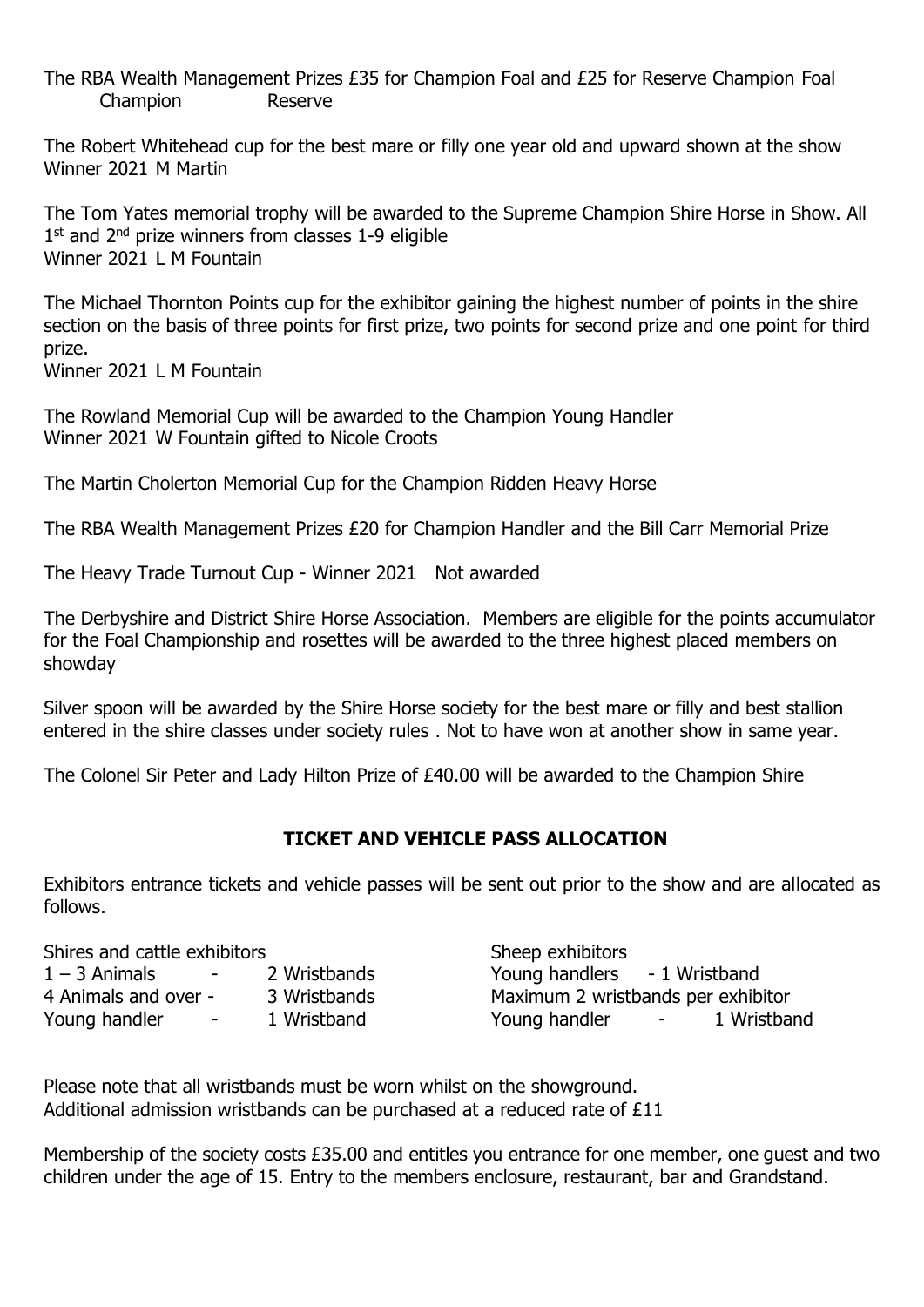The RBA Wealth Management Prizes £35 for Champion Foal and £25 for Reserve Champion Foal
Champion Reserve

The Robert Whitehead cup for the best mare or filly one year old and upward shown at the show
Winner 2021 M Martin

The Tom Yates memorial trophy will be awarded to the Supreme Champion Shire Horse in Show. All 1st and 2nd prize winners from classes 1-9 eligible
Winner 2021 L M Fountain

The Michael Thornton Points cup for the exhibitor gaining the highest number of points in the shire section on the basis of three points for first prize, two points for second prize and one point for third prize.
Winner 2021 L M Fountain

The Rowland Memorial Cup will be awarded to the Champion Young Handler
Winner 2021 W Fountain gifted to Nicole Croots

The Martin Cholerton Memorial Cup for the Champion Ridden Heavy Horse

The RBA Wealth Management Prizes £20 for Champion Handler and the Bill Carr Memorial Prize

The Heavy Trade Turnout Cup - Winner 2021 Not awarded

The Derbyshire and District Shire Horse Association. Members are eligible for the points accumulator for the Foal Championship and rosettes will be awarded to the three highest placed members on showday

Silver spoon will be awarded by the Shire Horse society for the best mare or filly and best stallion entered in the shire classes under society rules . Not to have won at another show in same year.

The Colonel Sir Peter and Lady Hilton Prize of £40.00 will be awarded to the Champion Shire

## TICKET AND VEHICLE PASS ALLOCATION

Exhibitors entrance tickets and vehicle passes will be sent out prior to the show and are allocated as follows.

Shires and cattle exhibitors
- 1 – 3 Animals - 2 Wristbands
- 4 Animals and over - 3 Wristbands
- Young handler - 1 Wristband

Sheep exhibitors
- Young handlers - 1 Wristband
- Maximum 2 wristbands per exhibitor
- Young handler - 1 Wristband

Please note that all wristbands must be worn whilst on the showground.
Additional admission wristbands can be purchased at a reduced rate of £11

Membership of the society costs £35.00 and entitles you entrance for one member, one guest and two children under the age of 15. Entry to the members enclosure, restaurant, bar and Grandstand.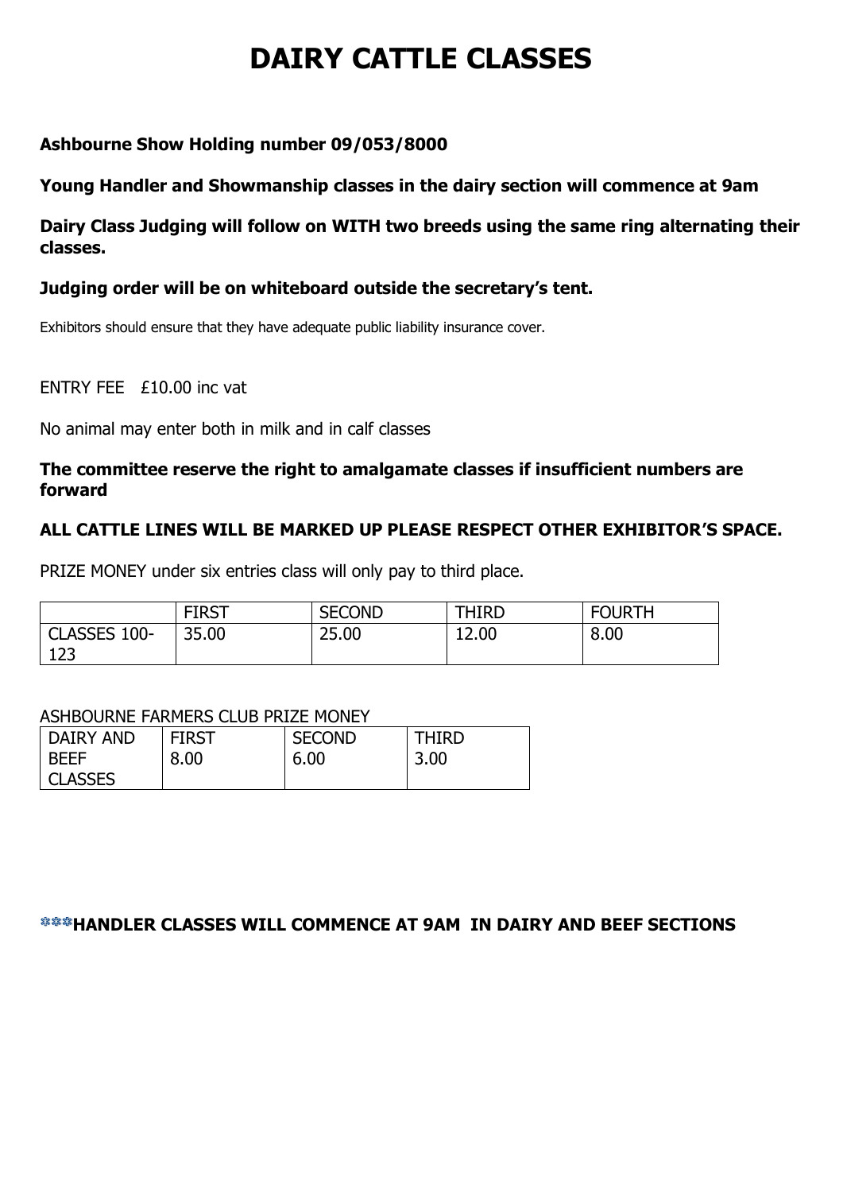# DAIRY CATTLE CLASSES

**Ashbourne Show Holding number 09/053/8000**

**Young Handler and Showmanship classes in the dairy section will commence at 9am**

**Dairy Class Judging will follow on WITH two breeds using the same ring alternating their classes.**

**Judging order will be on whiteboard outside the secretary's tent.**

Exhibitors should ensure that they have adequate public liability insurance cover.

ENTRY FEE £10.00 inc vat

No animal may enter both in milk and in calf classes

**The committee reserve the right to amalgamate classes if insufficient numbers are forward**

**ALL CATTLE LINES WILL BE MARKED UP PLEASE RESPECT OTHER EXHIBITOR'S SPACE.**

PRIZE MONEY under six entries class will only pay to third place.

| | FIRST | SECOND | THIRD | FOURTH |
|---|---|---|---|---|
| CLASSES 100-123 | 35.00 | 25.00 | 12.00 | 8.00 |

ASHBOURNE FARMERS CLUB PRIZE MONEY

| DAIRY AND BEEF CLASSES | FIRST 8.00 | SECOND 6.00 | THIRD 3.00 |
|---|---|---|---|

**❄❄❄HANDLER CLASSES WILL COMMENCE AT 9AM IN DAIRY AND BEEF SECTIONS**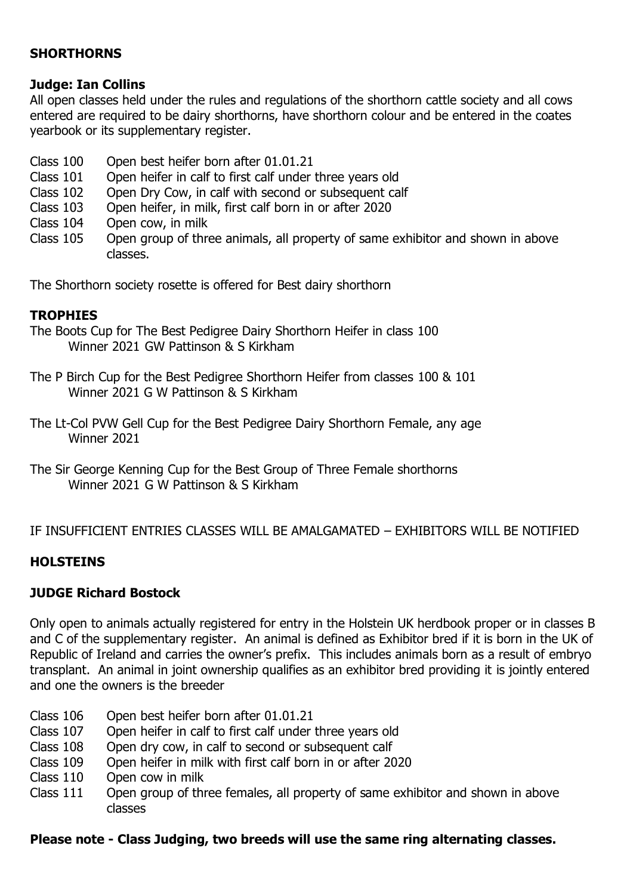## SHORTHORNS

### Judge: Ian Collins

All open classes held under the rules and regulations of the shorthorn cattle society and all cows entered are required to be dairy shorthorns, have shorthorn colour and be entered in the coates yearbook or its supplementary register.

- Class 100 Open best heifer born after 01.01.21
- Class 101 Open heifer in calf to first calf under three years old
- Class 102 Open Dry Cow, in calf with second or subsequent calf
- Class 103 Open heifer, in milk, first calf born in or after 2020
- Class 104 Open cow, in milk
- Class 105 Open group of three animals, all property of same exhibitor and shown in above classes.

The Shorthorn society rosette is offered for Best dairy shorthorn

### TROPHIES

The Boots Cup for The Best Pedigree Dairy Shorthorn Heifer in class 100
Winner 2021 GW Pattinson & S Kirkham

The P Birch Cup for the Best Pedigree Shorthorn Heifer from classes 100 & 101
Winner 2021 G W Pattinson & S Kirkham

The Lt-Col PVW Gell Cup for the Best Pedigree Dairy Shorthorn Female, any age
Winner 2021

The Sir George Kenning Cup for the Best Group of Three Female shorthorns
Winner 2021 G W Pattinson & S Kirkham

IF INSUFFICIENT ENTRIES CLASSES WILL BE AMALGAMATED – EXHIBITORS WILL BE NOTIFIED

## HOLSTEINS

### JUDGE Richard Bostock

Only open to animals actually registered for entry in the Holstein UK herdbook proper or in classes B and C of the supplementary register. An animal is defined as Exhibitor bred if it is born in the UK of Republic of Ireland and carries the owner's prefix. This includes animals born as a result of embryo transplant. An animal in joint ownership qualifies as an exhibitor bred providing it is jointly entered and one the owners is the breeder

- Class 106 Open best heifer born after 01.01.21
- Class 107 Open heifer in calf to first calf under three years old
- Class 108 Open dry cow, in calf to second or subsequent calf
- Class 109 Open heifer in milk with first calf born in or after 2020
- Class 110 Open cow in milk
- Class 111 Open group of three females, all property of same exhibitor and shown in above classes

**Please note - Class Judging, two breeds will use the same ring alternating classes.**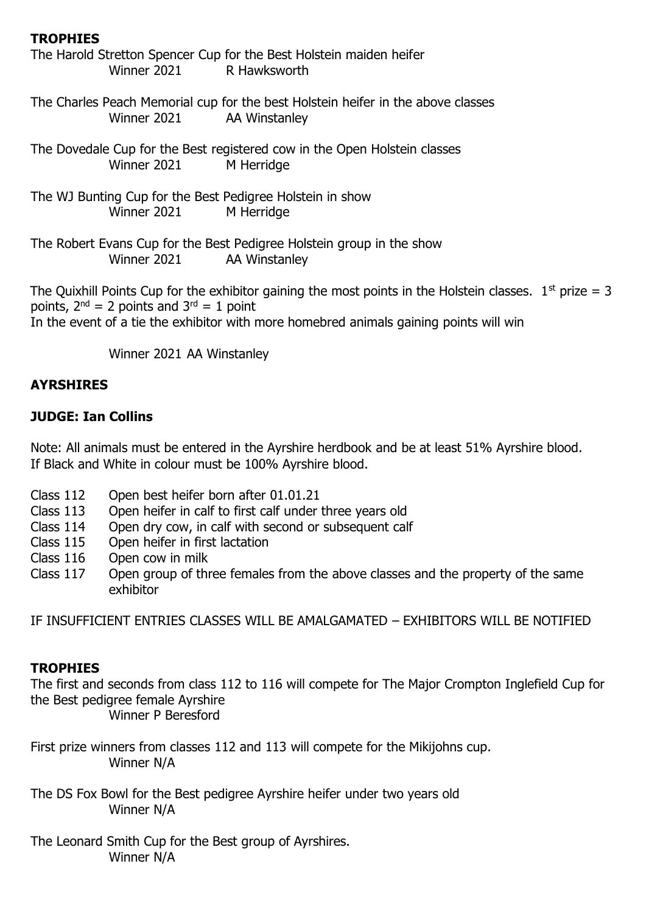**TROPHIES**

The Harold Stretton Spencer Cup for the Best Holstein maiden heifer
Winner 2021 R Hawksworth

The Charles Peach Memorial cup for the best Holstein heifer in the above classes
Winner 2021 AA Winstanley

The Dovedale Cup for the Best registered cow in the Open Holstein classes
Winner 2021 M Herridge

The WJ Bunting Cup for the Best Pedigree Holstein in show
Winner 2021 M Herridge

The Robert Evans Cup for the Best Pedigree Holstein group in the show
Winner 2021 AA Winstanley

The Quixhill Points Cup for the exhibitor gaining the most points in the Holstein classes. 1st prize = 3 points, 2nd = 2 points and 3rd = 1 point
In the event of a tie the exhibitor with more homebred animals gaining points will win

Winner 2021 AA Winstanley

**AYRSHIRES**

**JUDGE: Ian Collins**

Note: All animals must be entered in the Ayrshire herdbook and be at least 51% Ayrshire blood. If Black and White in colour must be 100% Ayrshire blood.

- Class 112 Open best heifer born after 01.01.21
- Class 113 Open heifer in calf to first calf under three years old
- Class 114 Open dry cow, in calf with second or subsequent calf
- Class 115 Open heifer in first lactation
- Class 116 Open cow in milk
- Class 117 Open group of three females from the above classes and the property of the same exhibitor

IF INSUFFICIENT ENTRIES CLASSES WILL BE AMALGAMATED – EXHIBITORS WILL BE NOTIFIED

**TROPHIES**

The first and seconds from class 112 to 116 will compete for The Major Crompton Inglefield Cup for the Best pedigree female Ayrshire
Winner P Beresford

First prize winners from classes 112 and 113 will compete for the Mikijohns cup.
Winner N/A

The DS Fox Bowl for the Best pedigree Ayrshire heifer under two years old
Winner N/A

The Leonard Smith Cup for the Best group of Ayrshires.
Winner N/A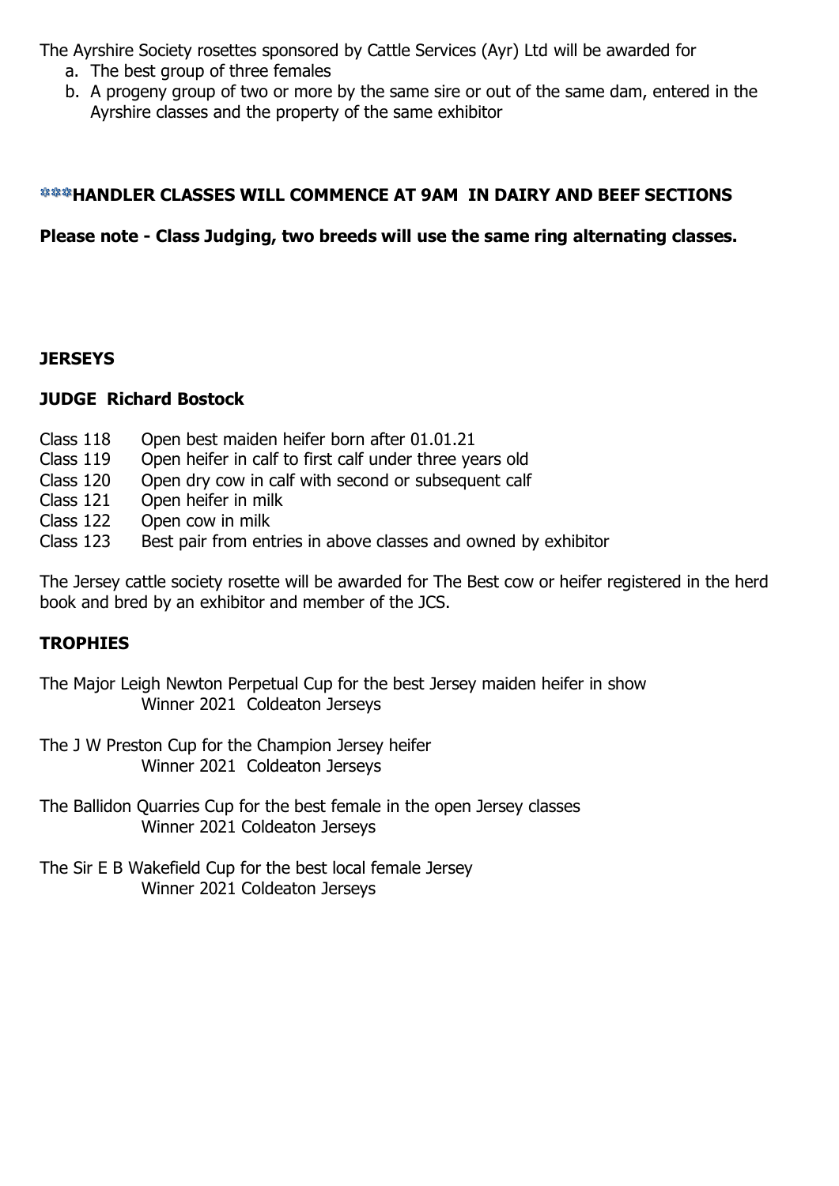The Ayrshire Society rosettes sponsored by Cattle Services (Ayr) Ltd will be awarded for

a. The best group of three females
b. A progeny group of two or more by the same sire or out of the same dam, entered in the Ayrshire classes and the property of the same exhibitor

**\*\*\*HANDLER CLASSES WILL COMMENCE AT 9AM IN DAIRY AND BEEF SECTIONS**

**Please note - Class Judging, two breeds will use the same ring alternating classes.**

## JERSEYS

**JUDGE Richard Bostock**

Class 118 Open best maiden heifer born after 01.01.21
Class 119 Open heifer in calf to first calf under three years old
Class 120 Open dry cow in calf with second or subsequent calf
Class 121 Open heifer in milk
Class 122 Open cow in milk
Class 123 Best pair from entries in above classes and owned by exhibitor

The Jersey cattle society rosette will be awarded for The Best cow or heifer registered in the herd book and bred by an exhibitor and member of the JCS.

## TROPHIES

The Major Leigh Newton Perpetual Cup for the best Jersey maiden heifer in show
Winner 2021 Coldeaton Jerseys

The J W Preston Cup for the Champion Jersey heifer
Winner 2021 Coldeaton Jerseys

The Ballidon Quarries Cup for the best female in the open Jersey classes
Winner 2021 Coldeaton Jerseys

The Sir E B Wakefield Cup for the best local female Jersey
Winner 2021 Coldeaton Jerseys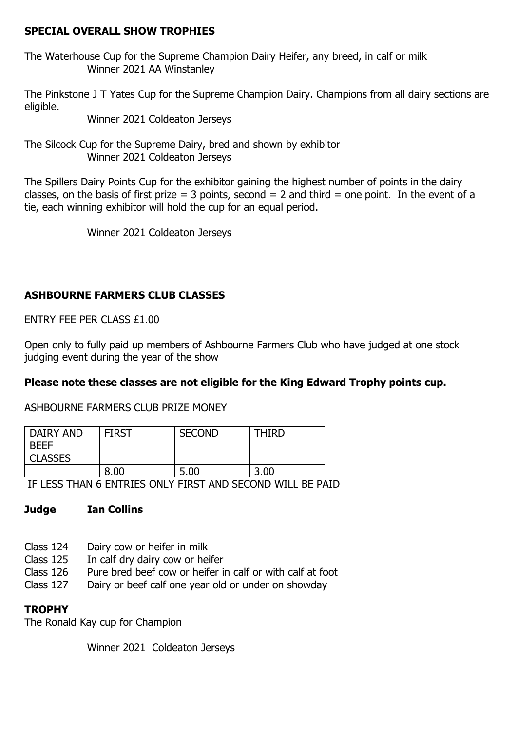**SPECIAL OVERALL SHOW TROPHIES**

The Waterhouse Cup for the Supreme Champion Dairy Heifer, any breed, in calf or milk
Winner 2021 AA Winstanley

The Pinkstone J T Yates Cup for the Supreme Champion Dairy. Champions from all dairy sections are eligible.
Winner 2021 Coldeaton Jerseys

The Silcock Cup for the Supreme Dairy, bred and shown by exhibitor
Winner 2021 Coldeaton Jerseys

The Spillers Dairy Points Cup for the exhibitor gaining the highest number of points in the dairy classes, on the basis of first prize = 3 points, second = 2 and third = one point. In the event of a tie, each winning exhibitor will hold the cup for an equal period.

Winner 2021 Coldeaton Jerseys

**ASHBOURNE FARMERS CLUB CLASSES**

ENTRY FEE PER CLASS £1.00

Open only to fully paid up members of Ashbourne Farmers Club who have judged at one stock judging event during the year of the show

**Please note these classes are not eligible for the King Edward Trophy points cup.**

ASHBOURNE FARMERS CLUB PRIZE MONEY

| DAIRY AND BEEF CLASSES | FIRST | SECOND | THIRD |
|---|---|---|---|
| | 8.00 | 5.00 | 3.00 |

IF LESS THAN 6 ENTRIES ONLY FIRST AND SECOND WILL BE PAID

**Judge Ian Collins**

- Class 124 Dairy cow or heifer in milk
- Class 125 In calf dry dairy cow or heifer
- Class 126 Pure bred beef cow or heifer in calf or with calf at foot
- Class 127 Dairy or beef calf one year old or under on showday

**TROPHY**

The Ronald Kay cup for Champion

Winner 2021 Coldeaton Jerseys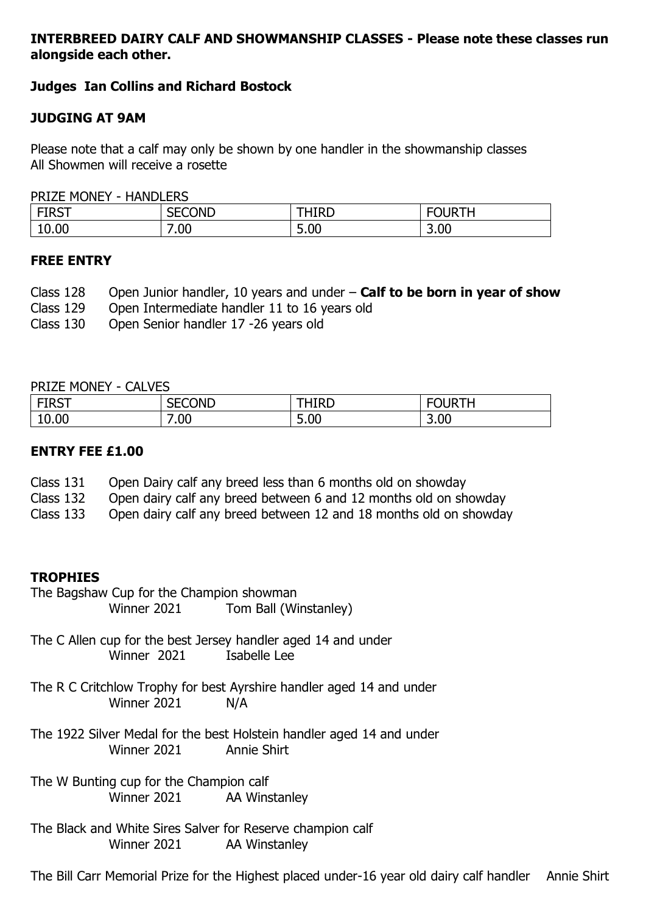**INTERBREED DAIRY CALF AND SHOWMANSHIP CLASSES - Please note these classes run alongside each other.**

**Judges Ian Collins and Richard Bostock**

**JUDGING AT 9AM**

Please note that a calf may only be shown by one handler in the showmanship classes
All Showmen will receive a rosette

PRIZE MONEY - HANDLERS

| FIRST | SECOND | THIRD | FOURTH |
|---|---|---|---|
| 10.00 | 7.00 | 5.00 | 3.00 |

**FREE ENTRY**

Class 128 Open Junior handler, 10 years and under – **Calf to be born in year of show**
Class 129 Open Intermediate handler 11 to 16 years old
Class 130 Open Senior handler 17 -26 years old

PRIZE MONEY - CALVES

| FIRST | SECOND | THIRD | FOURTH |
|---|---|---|---|
| 10.00 | 7.00 | 5.00 | 3.00 |

**ENTRY FEE £1.00**

Class 131 Open Dairy calf any breed less than 6 months old on showday
Class 132 Open dairy calf any breed between 6 and 12 months old on showday
Class 133 Open dairy calf any breed between 12 and 18 months old on showday

**TROPHIES**

The Bagshaw Cup for the Champion showman
Winner 2021 Tom Ball (Winstanley)

The C Allen cup for the best Jersey handler aged 14 and under
Winner 2021 Isabelle Lee

The R C Critchlow Trophy for best Ayrshire handler aged 14 and under
Winner 2021 N/A

The 1922 Silver Medal for the best Holstein handler aged 14 and under
Winner 2021 Annie Shirt

The W Bunting cup for the Champion calf
Winner 2021 AA Winstanley

The Black and White Sires Salver for Reserve champion calf
Winner 2021 AA Winstanley

The Bill Carr Memorial Prize for the Highest placed under-16 year old dairy calf handler Annie Shirt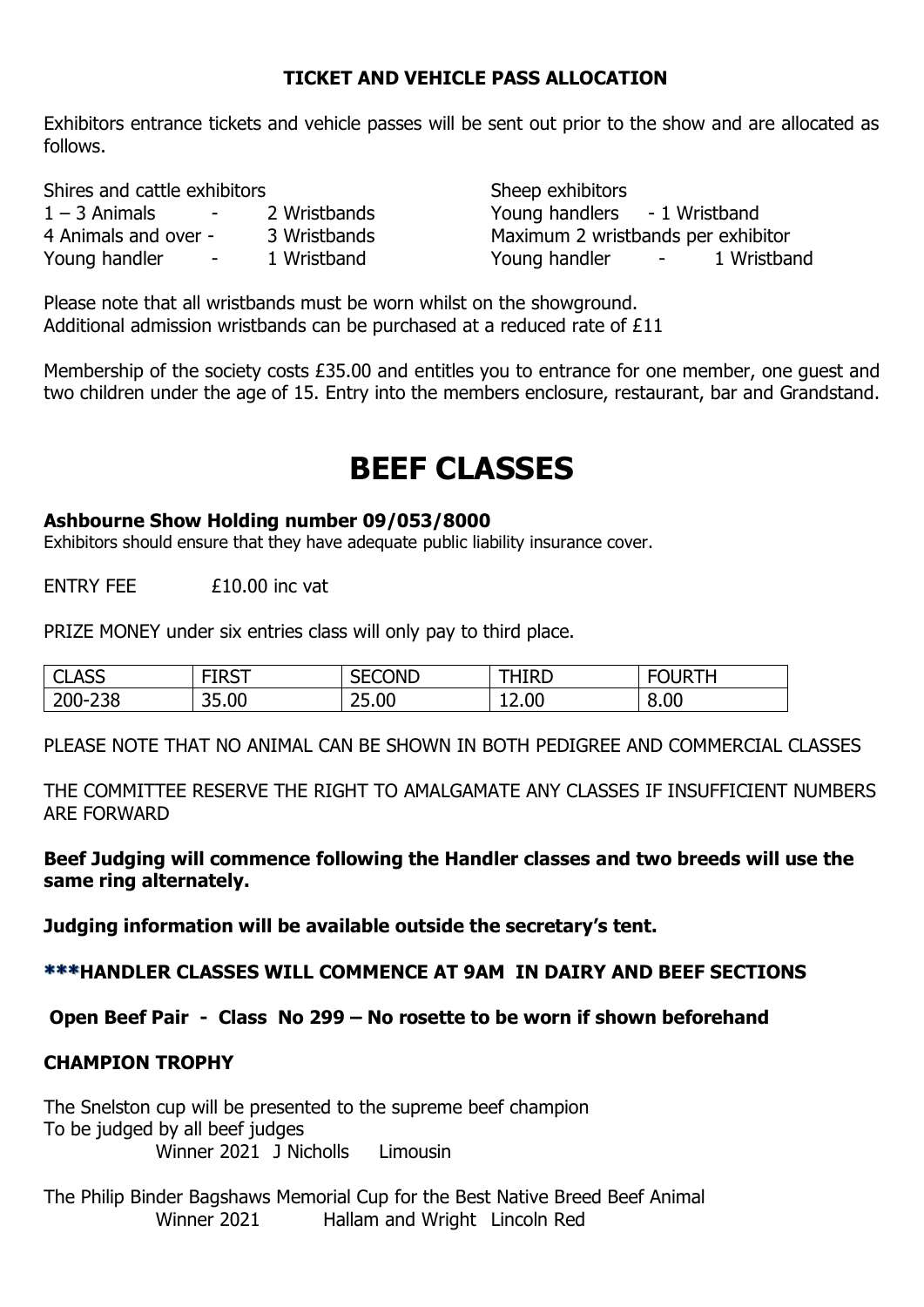**TICKET AND VEHICLE PASS ALLOCATION**

Exhibitors entrance tickets and vehicle passes will be sent out prior to the show and are allocated as follows.

Shires and cattle exhibitors
1 – 3 Animals - 2 Wristbands
4 Animals and over - 3 Wristbands
Young handler - 1 Wristband

Sheep exhibitors
Young handlers - 1 Wristband
Maximum 2 wristbands per exhibitor
Young handler - 1 Wristband

Please note that all wristbands must be worn whilst on the showground.
Additional admission wristbands can be purchased at a reduced rate of £11

Membership of the society costs £35.00 and entitles you to entrance for one member, one guest and two children under the age of 15. Entry into the members enclosure, restaurant, bar and Grandstand.

# BEEF CLASSES

**Ashbourne Show Holding number 09/053/8000**
Exhibitors should ensure that they have adequate public liability insurance cover.

ENTRY FEE £10.00 inc vat

PRIZE MONEY under six entries class will only pay to third place.

| CLASS | FIRST | SECOND | THIRD | FOURTH |
|---|---|---|---|---|
| 200-238 | 35.00 | 25.00 | 12.00 | 8.00 |

PLEASE NOTE THAT NO ANIMAL CAN BE SHOWN IN BOTH PEDIGREE AND COMMERCIAL CLASSES

THE COMMITTEE RESERVE THE RIGHT TO AMALGAMATE ANY CLASSES IF INSUFFICIENT NUMBERS ARE FORWARD

**Beef Judging will commence following the Handler classes and two breeds will use the same ring alternately.**

**Judging information will be available outside the secretary's tent.**

**\*\*\*HANDLER CLASSES WILL COMMENCE AT 9AM IN DAIRY AND BEEF SECTIONS**

**Open Beef Pair - Class No 299 – No rosette to be worn if shown beforehand**

**CHAMPION TROPHY**

The Snelston cup will be presented to the supreme beef champion
To be judged by all beef judges
Winner 2021 J Nicholls Limousin

The Philip Binder Bagshaws Memorial Cup for the Best Native Breed Beef Animal
Winner 2021 Hallam and Wright Lincoln Red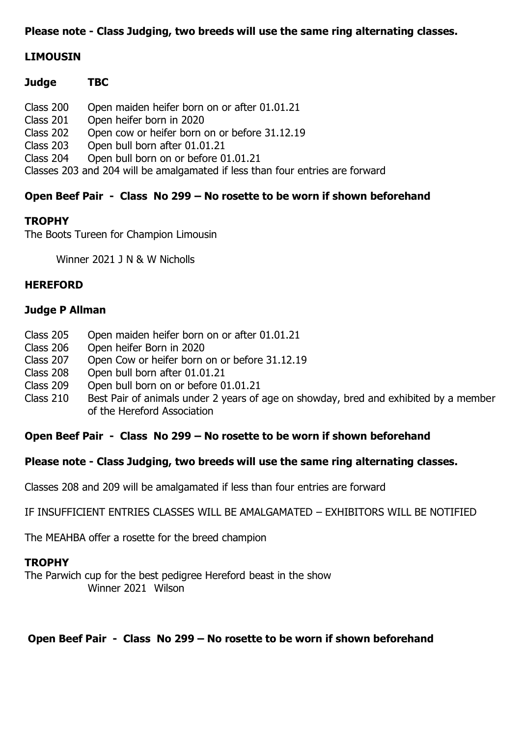**Please note - Class Judging, two breeds will use the same ring alternating classes.**

## LIMOUSIN

**Judge TBC**

Class 200 Open maiden heifer born on or after 01.01.21
Class 201 Open heifer born in 2020
Class 202 Open cow or heifer born on or before 31.12.19
Class 203 Open bull born after 01.01.21
Class 204 Open bull born on or before 01.01.21
Classes 203 and 204 will be amalgamated if less than four entries are forward

**Open Beef Pair - Class No 299 – No rosette to be worn if shown beforehand**

**TROPHY**
The Boots Tureen for Champion Limousin

Winner 2021 J N & W Nicholls

## HEREFORD

**Judge P Allman**

Class 205 Open maiden heifer born on or after 01.01.21
Class 206 Open heifer Born in 2020
Class 207 Open Cow or heifer born on or before 31.12.19
Class 208 Open bull born after 01.01.21
Class 209 Open bull born on or before 01.01.21
Class 210 Best Pair of animals under 2 years of age on showday, bred and exhibited by a member of the Hereford Association

**Open Beef Pair - Class No 299 – No rosette to be worn if shown beforehand**

**Please note - Class Judging, two breeds will use the same ring alternating classes.**

Classes 208 and 209 will be amalgamated if less than four entries are forward

IF INSUFFICIENT ENTRIES CLASSES WILL BE AMALGAMATED – EXHIBITORS WILL BE NOTIFIED

The MEAHBA offer a rosette for the breed champion

**TROPHY**
The Parwich cup for the best pedigree Hereford beast in the show
Winner 2021 Wilson

**Open Beef Pair - Class No 299 – No rosette to be worn if shown beforehand**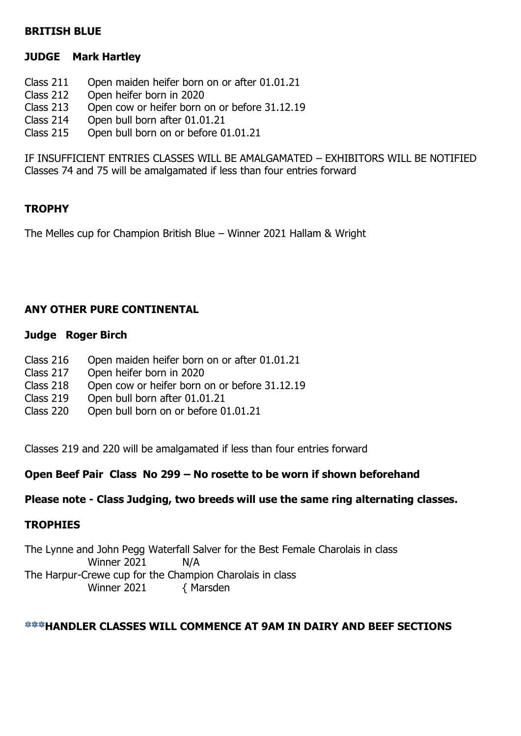**BRITISH BLUE**

**JUDGE Mark Hartley**

Class 211 Open maiden heifer born on or after 01.01.21
Class 212 Open heifer born in 2020
Class 213 Open cow or heifer born on or before 31.12.19
Class 214 Open bull born after 01.01.21
Class 215 Open bull born on or before 01.01.21

IF INSUFFICIENT ENTRIES CLASSES WILL BE AMALGAMATED – EXHIBITORS WILL BE NOTIFIED
Classes 74 and 75 will be amalgamated if less than four entries forward

**TROPHY**

The Melles cup for Champion British Blue – Winner 2021 Hallam & Wright

**ANY OTHER PURE CONTINENTAL**

**Judge Roger Birch**

Class 216 Open maiden heifer born on or after 01.01.21
Class 217 Open heifer born in 2020
Class 218 Open cow or heifer born on or before 31.12.19
Class 219 Open bull born after 01.01.21
Class 220 Open bull born on or before 01.01.21

Classes 219 and 220 will be amalgamated if less than four entries forward

**Open Beef Pair Class No 299 – No rosette to be worn if shown beforehand**

**Please note - Class Judging, two breeds will use the same ring alternating classes.**

**TROPHIES**

The Lynne and John Pegg Waterfall Salver for the Best Female Charolais in class
Winner 2021 N/A
The Harpur-Crewe cup for the Champion Charolais in class
Winner 2021 { Marsden

**HANDLER CLASSES WILL COMMENCE AT 9AM IN DAIRY AND BEEF SECTIONS**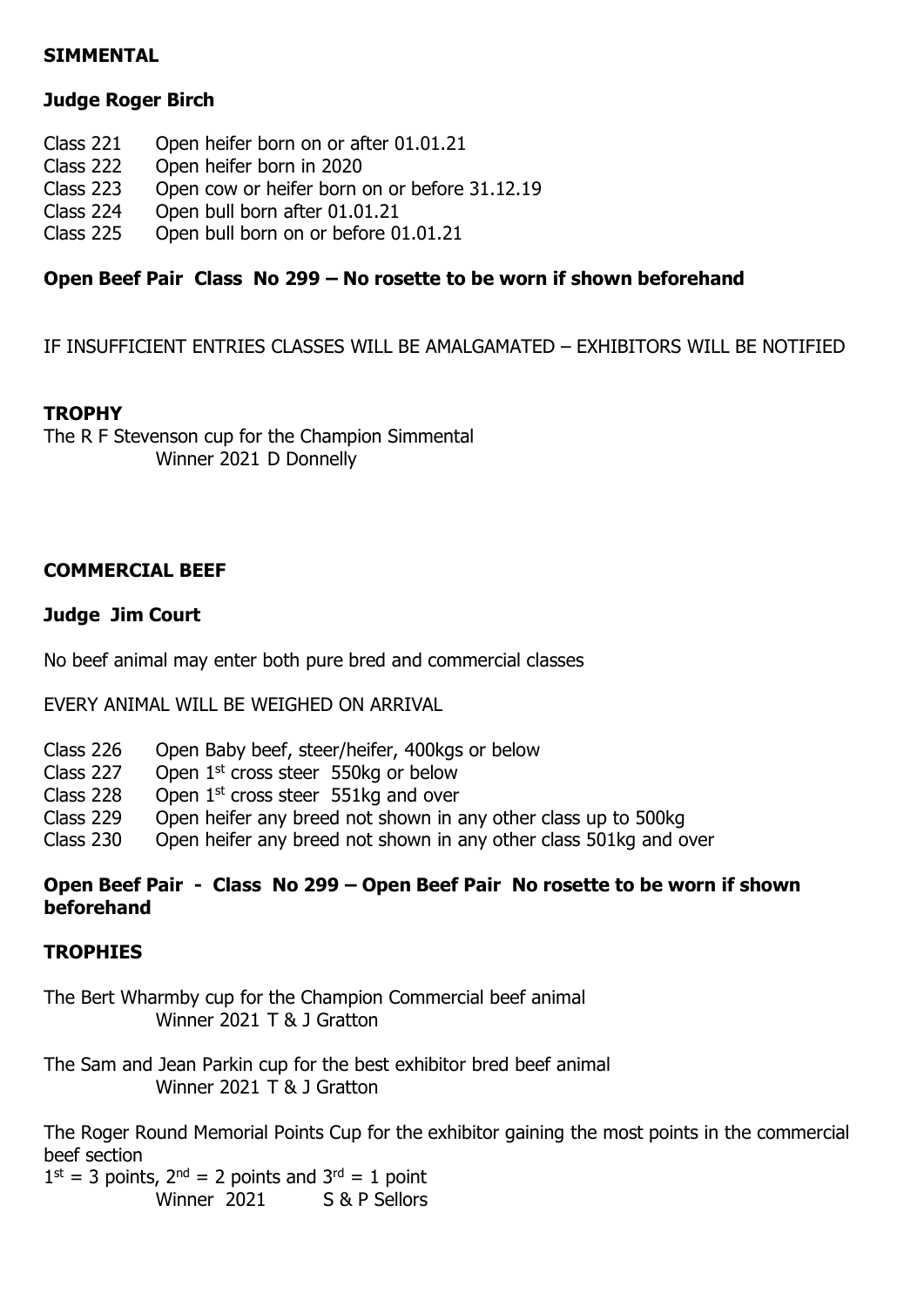## SIMMENTAL

### Judge Roger Birch

- Class 221 Open heifer born on or after 01.01.21
- Class 222 Open heifer born in 2020
- Class 223 Open cow or heifer born on or before 31.12.19
- Class 224 Open bull born after 01.01.21
- Class 225 Open bull born on or before 01.01.21

**Open Beef Pair Class No 299 – No rosette to be worn if shown beforehand**

IF INSUFFICIENT ENTRIES CLASSES WILL BE AMALGAMATED – EXHIBITORS WILL BE NOTIFIED

**TROPHY**

The R F Stevenson cup for the Champion Simmental
Winner 2021 D Donnelly

## COMMERCIAL BEEF

### Judge Jim Court

No beef animal may enter both pure bred and commercial classes

EVERY ANIMAL WILL BE WEIGHED ON ARRIVAL

- Class 226 Open Baby beef, steer/heifer, 400kgs or below
- Class 227 Open 1st cross steer 550kg or below
- Class 228 Open 1st cross steer 551kg and over
- Class 229 Open heifer any breed not shown in any other class up to 500kg
- Class 230 Open heifer any breed not shown in any other class 501kg and over

**Open Beef Pair - Class No 299 – Open Beef Pair No rosette to be worn if shown beforehand**

**TROPHIES**

The Bert Wharmby cup for the Champion Commercial beef animal
Winner 2021 T & J Gratton

The Sam and Jean Parkin cup for the best exhibitor bred beef animal
Winner 2021 T & J Gratton

The Roger Round Memorial Points Cup for the exhibitor gaining the most points in the commercial beef section
1st = 3 points, 2nd = 2 points and 3rd = 1 point
Winner 2021 S & P Sellors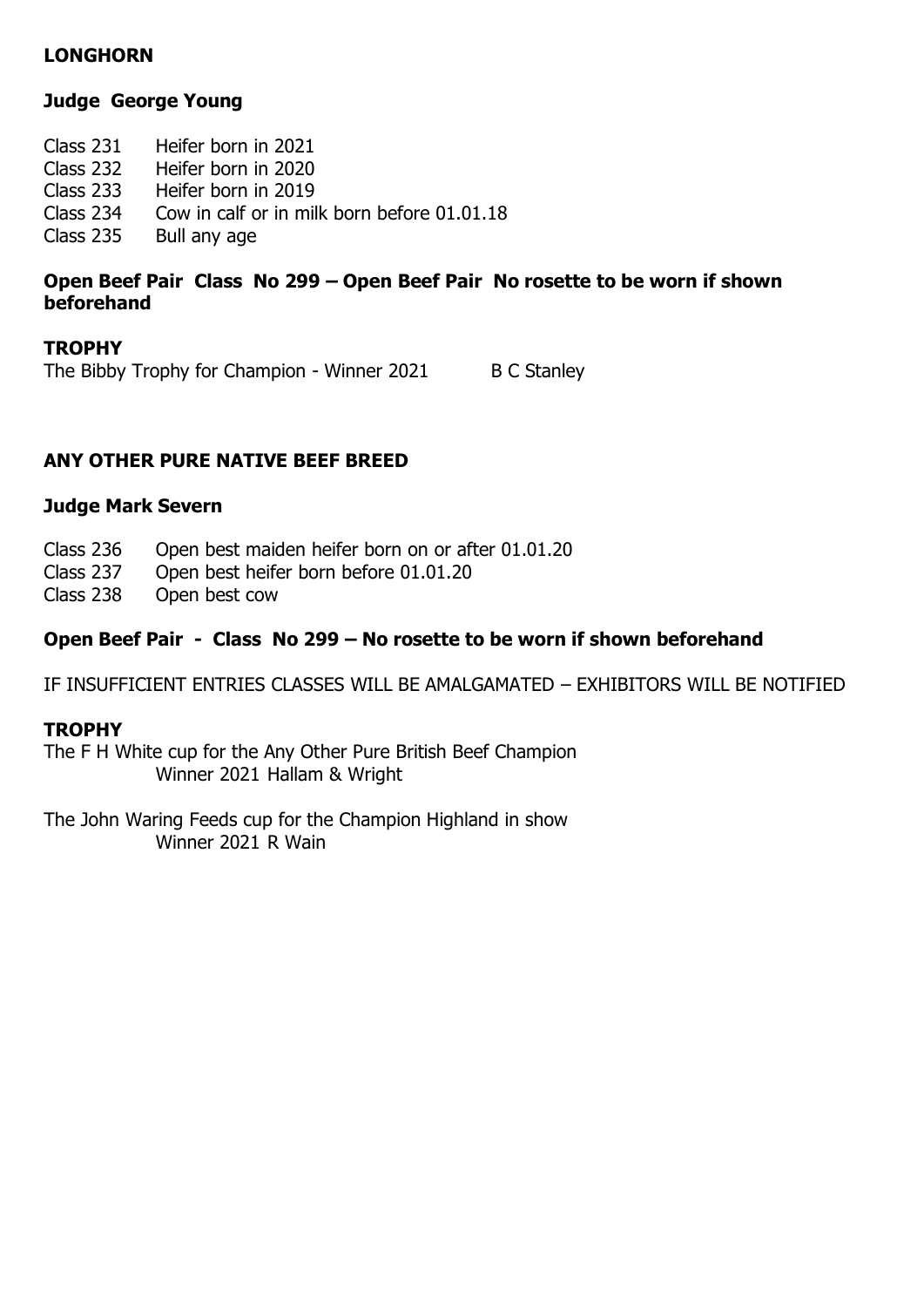## LONGHORN

### Judge George Young

Class 231 Heifer born in 2021
Class 232 Heifer born in 2020
Class 233 Heifer born in 2019
Class 234 Cow in calf or in milk born before 01.01.18
Class 235 Bull any age

**Open Beef Pair Class No 299 – Open Beef Pair No rosette to be worn if shown beforehand**

**TROPHY**

The Bibby Trophy for Champion - Winner 2021 B C Stanley

## ANY OTHER PURE NATIVE BEEF BREED

### Judge Mark Severn

Class 236 Open best maiden heifer born on or after 01.01.20
Class 237 Open best heifer born before 01.01.20
Class 238 Open best cow

**Open Beef Pair - Class No 299 – No rosette to be worn if shown beforehand**

IF INSUFFICIENT ENTRIES CLASSES WILL BE AMALGAMATED – EXHIBITORS WILL BE NOTIFIED

**TROPHY**

The F H White cup for the Any Other Pure British Beef Champion
Winner 2021 Hallam & Wright

The John Waring Feeds cup for the Champion Highland in show
Winner 2021 R Wain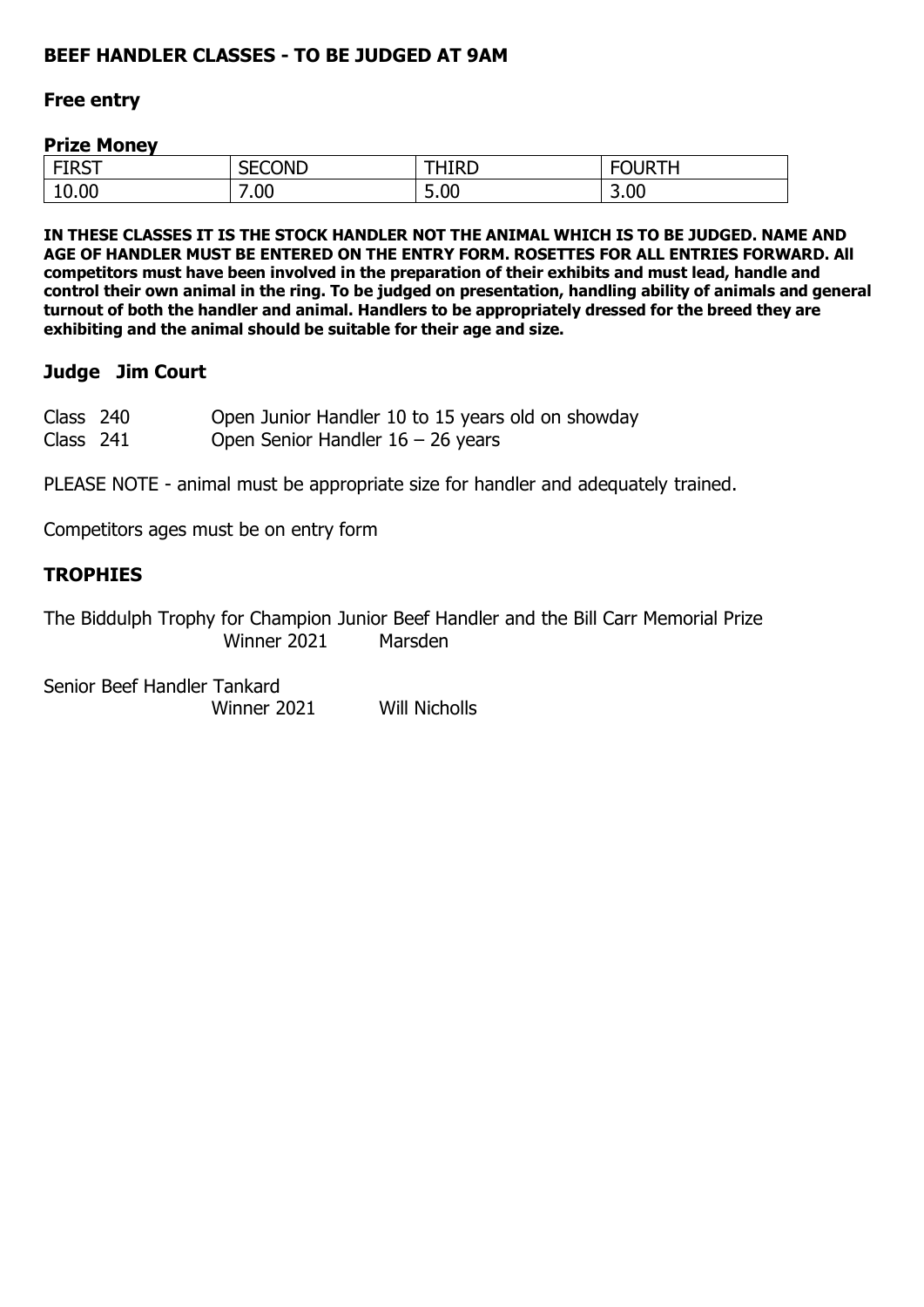## BEEF HANDLER CLASSES - TO BE JUDGED AT 9AM

**Free entry**

**Prize Money**

| FIRST | SECOND | THIRD | FOURTH |
|---|---|---|---|
| 10.00 | 7.00 | 5.00 | 3.00 |

**IN THESE CLASSES IT IS THE STOCK HANDLER NOT THE ANIMAL WHICH IS TO BE JUDGED. NAME AND AGE OF HANDLER MUST BE ENTERED ON THE ENTRY FORM. ROSETTES FOR ALL ENTRIES FORWARD. All competitors must have been involved in the preparation of their exhibits and must lead, handle and control their own animal in the ring. To be judged on presentation, handling ability of animals and general turnout of both the handler and animal. Handlers to be appropriately dressed for the breed they are exhibiting and the animal should be suitable for their age and size.**

### Judge Jim Court

Class 240 Open Junior Handler 10 to 15 years old on showday
Class 241 Open Senior Handler 16 – 26 years

PLEASE NOTE - animal must be appropriate size for handler and adequately trained.

Competitors ages must be on entry form

### TROPHIES

The Biddulph Trophy for Champion Junior Beef Handler and the Bill Carr Memorial Prize
Winner 2021 Marsden

Senior Beef Handler Tankard
Winner 2021 Will Nicholls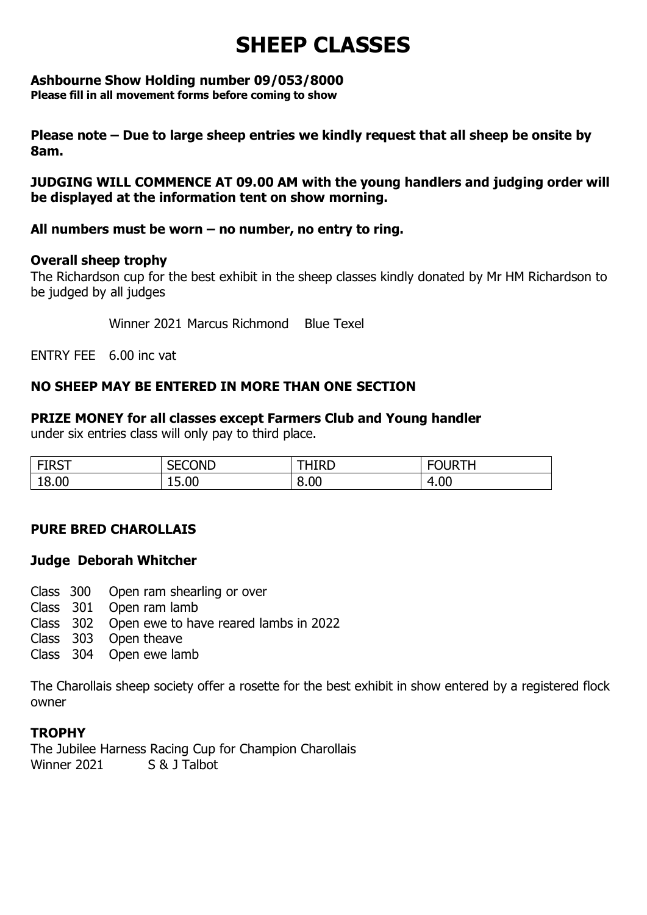# SHEEP CLASSES

**Ashbourne Show Holding number 09/053/8000**
**Please fill in all movement forms before coming to show**

**Please note – Due to large sheep entries we kindly request that all sheep be onsite by 8am.**

**JUDGING WILL COMMENCE AT 09.00 AM with the young handlers and judging order will be displayed at the information tent on show morning.**

**All numbers must be worn – no number, no entry to ring.**

**Overall sheep trophy**
The Richardson cup for the best exhibit in the sheep classes kindly donated by Mr HM Richardson to be judged by all judges

Winner 2021 Marcus Richmond Blue Texel

ENTRY FEE 6.00 inc vat

**NO SHEEP MAY BE ENTERED IN MORE THAN ONE SECTION**

**PRIZE MONEY for all classes except Farmers Club and Young handler**
under six entries class will only pay to third place.

| FIRST | SECOND | THIRD | FOURTH |
|---|---|---|---|
| 18.00 | 15.00 | 8.00 | 4.00 |

**PURE BRED CHAROLLAIS**

**Judge Deborah Whitcher**

Class 300 Open ram shearling or over
Class 301 Open ram lamb
Class 302 Open ewe to have reared lambs in 2022
Class 303 Open theave
Class 304 Open ewe lamb

The Charollais sheep society offer a rosette for the best exhibit in show entered by a registered flock owner

**TROPHY**
The Jubilee Harness Racing Cup for Champion Charollais
Winner 2021 S & J Talbot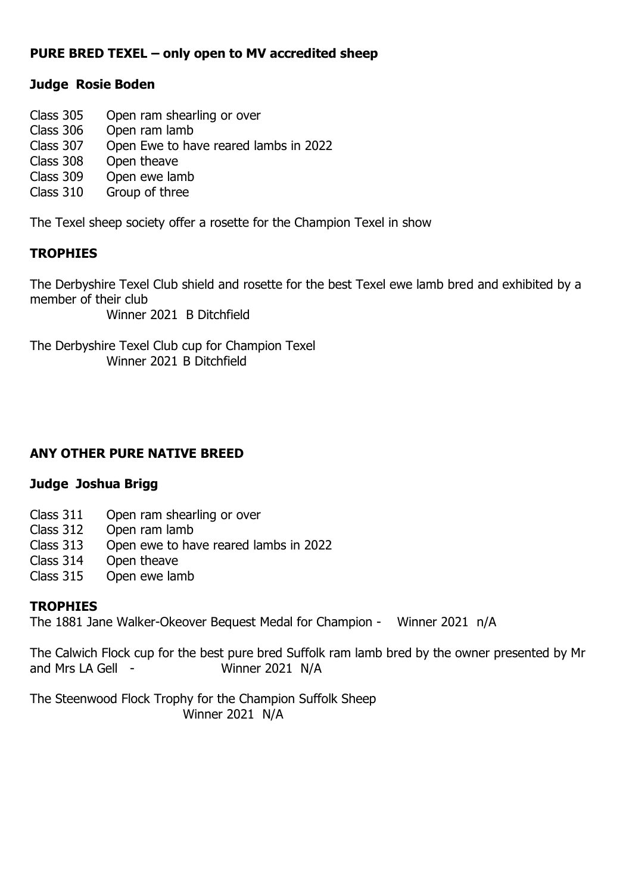## PURE BRED TEXEL – only open to MV accredited sheep

### Judge Rosie Boden

Class 305 Open ram shearling or over
Class 306 Open ram lamb
Class 307 Open Ewe to have reared lambs in 2022
Class 308 Open theave
Class 309 Open ewe lamb
Class 310 Group of three

The Texel sheep society offer a rosette for the Champion Texel in show

### TROPHIES

The Derbyshire Texel Club shield and rosette for the best Texel ewe lamb bred and exhibited by a member of their club
Winner 2021 B Ditchfield

The Derbyshire Texel Club cup for Champion Texel
Winner 2021 B Ditchfield

## ANY OTHER PURE NATIVE BREED

### Judge Joshua Brigg

Class 311 Open ram shearling or over
Class 312 Open ram lamb
Class 313 Open ewe to have reared lambs in 2022
Class 314 Open theave
Class 315 Open ewe lamb

### TROPHIES

The 1881 Jane Walker-Okeover Bequest Medal for Champion - Winner 2021 n/A

The Calwich Flock cup for the best pure bred Suffolk ram lamb bred by the owner presented by Mr and Mrs LA Gell - Winner 2021 N/A

The Steenwood Flock Trophy for the Champion Suffolk Sheep
Winner 2021 N/A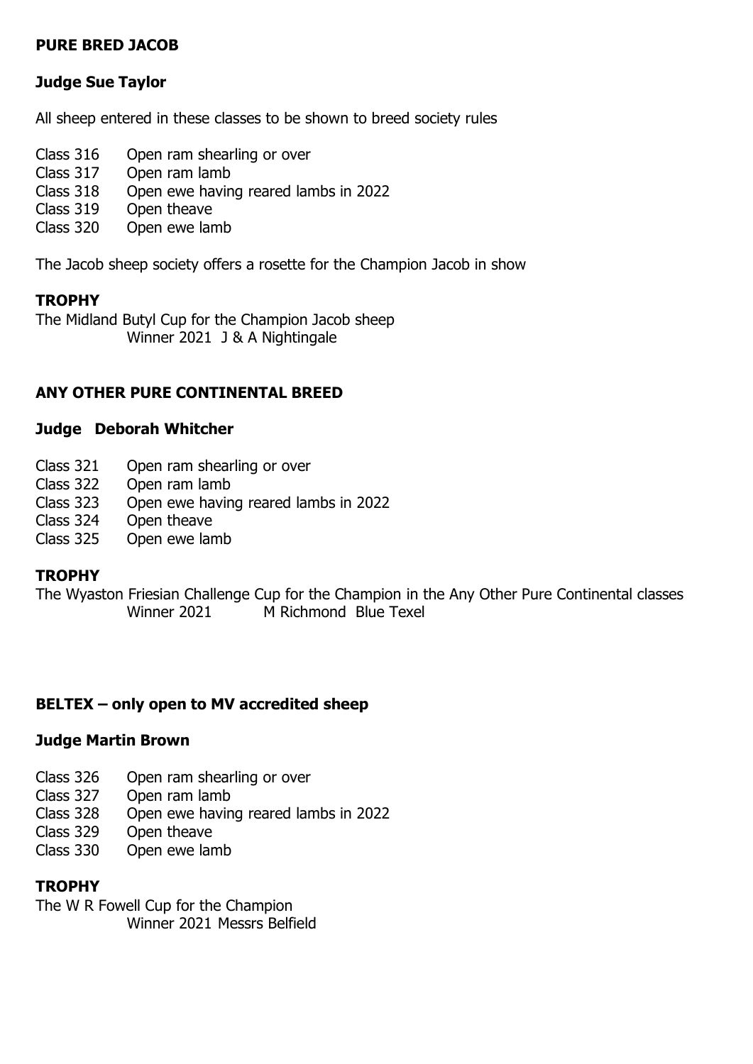## PURE BRED JACOB

### Judge Sue Taylor

All sheep entered in these classes to be shown to breed society rules

Class 316 Open ram shearling or over
Class 317 Open ram lamb
Class 318 Open ewe having reared lambs in 2022
Class 319 Open theave
Class 320 Open ewe lamb

The Jacob sheep society offers a rosette for the Champion Jacob in show

### TROPHY

The Midland Butyl Cup for the Champion Jacob sheep
Winner 2021 J & A Nightingale

## ANY OTHER PURE CONTINENTAL BREED

### Judge Deborah Whitcher

Class 321 Open ram shearling or over
Class 322 Open ram lamb
Class 323 Open ewe having reared lambs in 2022
Class 324 Open theave
Class 325 Open ewe lamb

### TROPHY

The Wyaston Friesian Challenge Cup for the Champion in the Any Other Pure Continental classes
Winner 2021 M Richmond Blue Texel

## BELTEX – only open to MV accredited sheep

### Judge Martin Brown

Class 326 Open ram shearling or over
Class 327 Open ram lamb
Class 328 Open ewe having reared lambs in 2022
Class 329 Open theave
Class 330 Open ewe lamb

### TROPHY

The W R Fowell Cup for the Champion
Winner 2021 Messrs Belfield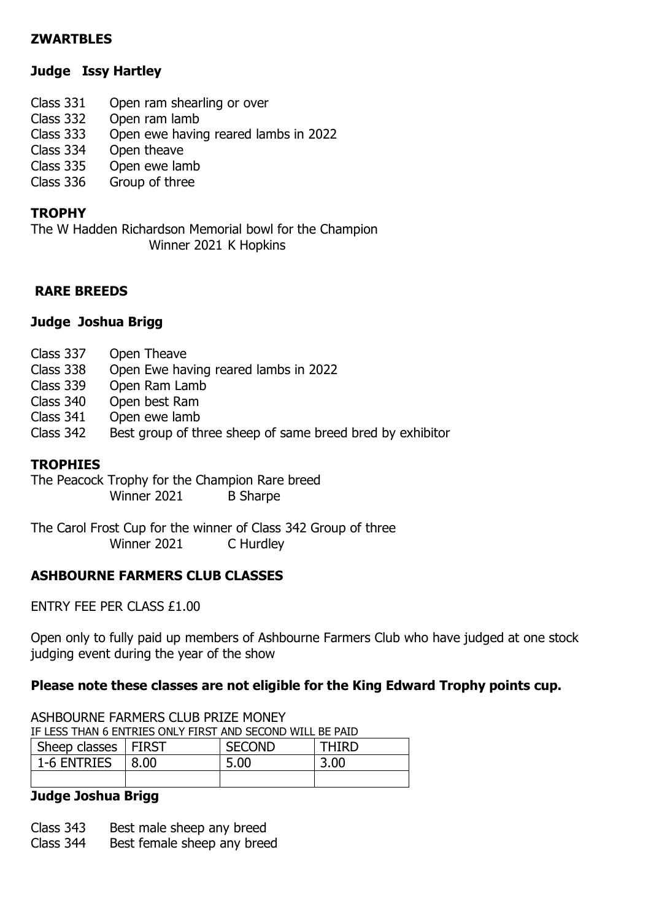**ZWARTBLES**

**Judge Issy Hartley**

Class 331 Open ram shearling or over
Class 332 Open ram lamb
Class 333 Open ewe having reared lambs in 2022
Class 334 Open theave
Class 335 Open ewe lamb
Class 336 Group of three

**TROPHY**

The W Hadden Richardson Memorial bowl for the Champion
Winner 2021 K Hopkins

**RARE BREEDS**

**Judge Joshua Brigg**

Class 337 Open Theave
Class 338 Open Ewe having reared lambs in 2022
Class 339 Open Ram Lamb
Class 340 Open best Ram
Class 341 Open ewe lamb
Class 342 Best group of three sheep of same breed bred by exhibitor

**TROPHIES**

The Peacock Trophy for the Champion Rare breed
Winner 2021 B Sharpe

The Carol Frost Cup for the winner of Class 342 Group of three
Winner 2021 C Hurdley

**ASHBOURNE FARMERS CLUB CLASSES**

ENTRY FEE PER CLASS £1.00

Open only to fully paid up members of Ashbourne Farmers Club who have judged at one stock judging event during the year of the show

**Please note these classes are not eligible for the King Edward Trophy points cup.**

ASHBOURNE FARMERS CLUB PRIZE MONEY
IF LESS THAN 6 ENTRIES ONLY FIRST AND SECOND WILL BE PAID

| Sheep classes | FIRST | SECOND | THIRD |
|---|---|---|---|
| 1-6 ENTRIES | 8.00 | 5.00 | 3.00 |
| | | | |

**Judge Joshua Brigg**

Class 343 Best male sheep any breed
Class 344 Best female sheep any breed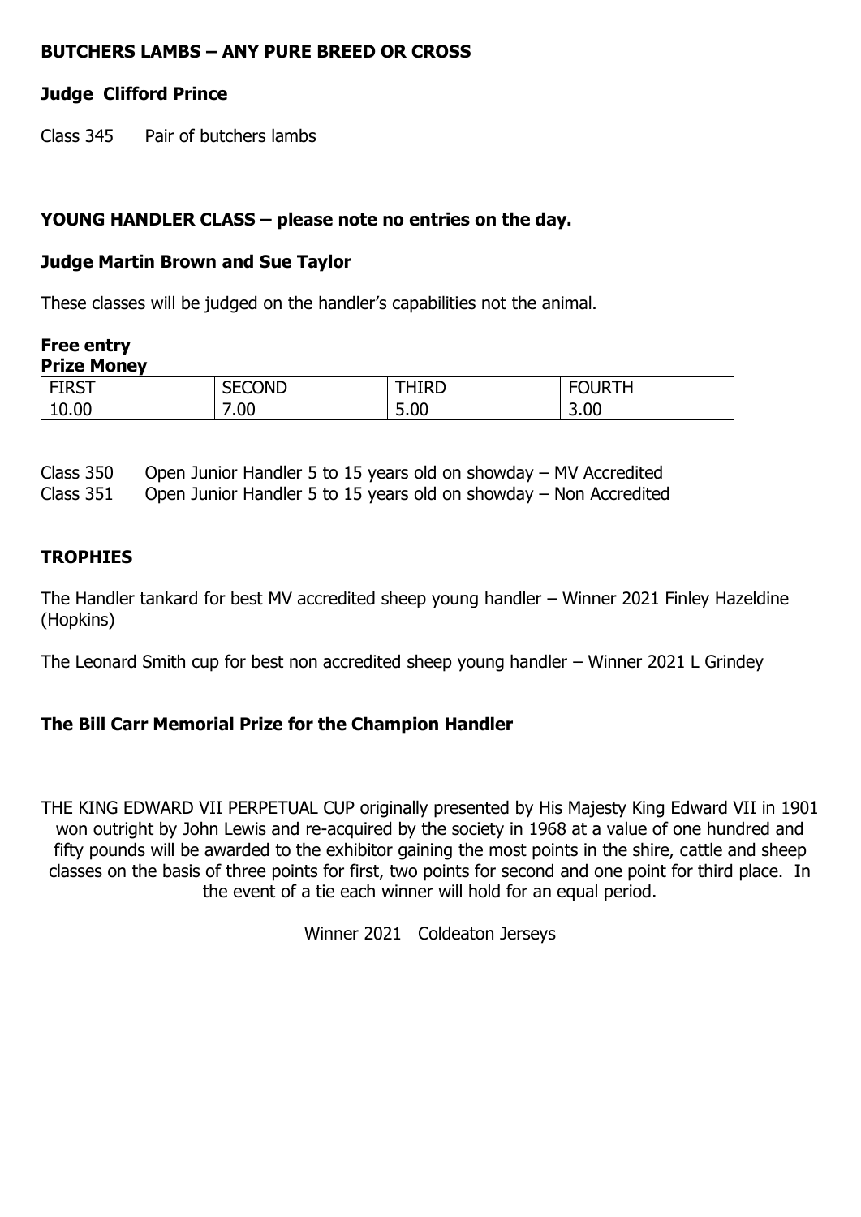**BUTCHERS LAMBS – ANY PURE BREED OR CROSS**

**Judge Clifford Prince**

Class 345 Pair of butchers lambs

**YOUNG HANDLER CLASS – please note no entries on the day.**

**Judge Martin Brown and Sue Taylor**

These classes will be judged on the handler's capabilities not the animal.

**Free entry**

**Prize Money**

| FIRST | SECOND | THIRD | FOURTH |
|---|---|---|---|
| 10.00 | 7.00 | 5.00 | 3.00 |

Class 350 Open Junior Handler 5 to 15 years old on showday – MV Accredited
Class 351 Open Junior Handler 5 to 15 years old on showday – Non Accredited

**TROPHIES**

The Handler tankard for best MV accredited sheep young handler – Winner 2021 Finley Hazeldine (Hopkins)

The Leonard Smith cup for best non accredited sheep young handler – Winner 2021 L Grindey

**The Bill Carr Memorial Prize for the Champion Handler**

THE KING EDWARD VII PERPETUAL CUP originally presented by His Majesty King Edward VII in 1901 won outright by John Lewis and re-acquired by the society in 1968 at a value of one hundred and fifty pounds will be awarded to the exhibitor gaining the most points in the shire, cattle and sheep classes on the basis of three points for first, two points for second and one point for third place. In the event of a tie each winner will hold for an equal period.

Winner 2021 Coldeaton Jerseys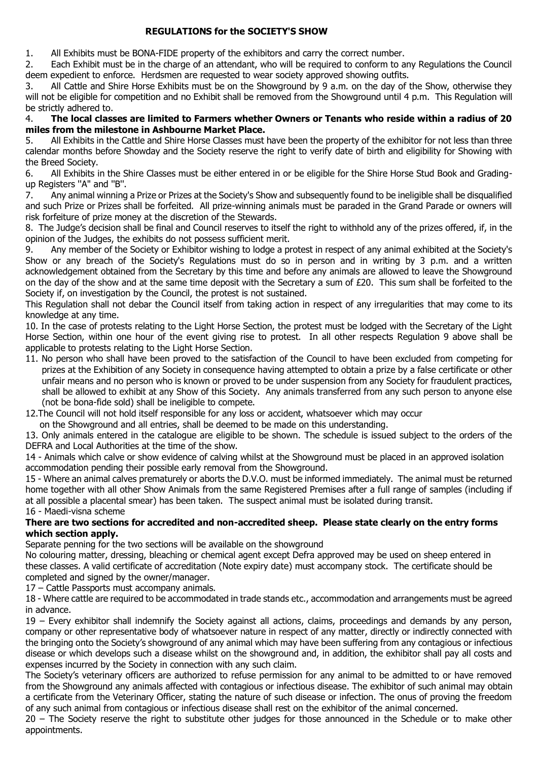## REGULATIONS for the SOCIETY'S SHOW

1. All Exhibits must be BONA-FIDE property of the exhibitors and carry the correct number.
2. Each Exhibit must be in the charge of an attendant, who will be required to conform to any Regulations the Council deem expedient to enforce. Herdsmen are requested to wear society approved showing outfits.
3. All Cattle and Shire Horse Exhibits must be on the Showground by 9 a.m. on the day of the Show, otherwise they will not be eligible for competition and no Exhibit shall be removed from the Showground until 4 p.m. This Regulation will be strictly adhered to.
4. **The local classes are limited to Farmers whether Owners or Tenants who reside within a radius of 20 miles from the milestone in Ashbourne Market Place.**
5. All Exhibits in the Cattle and Shire Horse Classes must have been the property of the exhibitor for not less than three calendar months before Showday and the Society reserve the right to verify date of birth and eligibility for Showing with the Breed Society.
6. All Exhibits in the Shire Classes must be either entered in or be eligible for the Shire Horse Stud Book and Grading-up Registers ''A'' and ''B''.
7. Any animal winning a Prize or Prizes at the Society's Show and subsequently found to be ineligible shall be disqualified and such Prize or Prizes shall be forfeited. All prize-winning animals must be paraded in the Grand Parade or owners will risk forfeiture of prize money at the discretion of the Stewards.
8. The Judge's decision shall be final and Council reserves to itself the right to withhold any of the prizes offered, if, in the opinion of the Judges, the exhibits do not possess sufficient merit.
9. Any member of the Society or Exhibitor wishing to lodge a protest in respect of any animal exhibited at the Society's Show or any breach of the Society's Regulations must do so in person and in writing by 3 p.m. and a written acknowledgement obtained from the Secretary by this time and before any animals are allowed to leave the Showground on the day of the show and at the same time deposit with the Secretary a sum of £20. This sum shall be forfeited to the Society if, on investigation by the Council, the protest is not sustained.

This Regulation shall not debar the Council itself from taking action in respect of any irregularities that may come to its knowledge at any time.

10. In the case of protests relating to the Light Horse Section, the protest must be lodged with the Secretary of the Light Horse Section, within one hour of the event giving rise to protest. In all other respects Regulation 9 above shall be applicable to protests relating to the Light Horse Section.
11. No person who shall have been proved to the satisfaction of the Council to have been excluded from competing for prizes at the Exhibition of any Society in consequence having attempted to obtain a prize by a false certificate or other unfair means and no person who is known or proved to be under suspension from any Society for fraudulent practices, shall be allowed to exhibit at any Show of this Society. Any animals transferred from any such person to anyone else (not be bona-fide sold) shall be ineligible to compete.
12. The Council will not hold itself responsible for any loss or accident, whatsoever which may occur on the Showground and all entries, shall be deemed to be made on this understanding.
13. Only animals entered in the catalogue are eligible to be shown. The schedule is issued subject to the orders of the DEFRA and Local Authorities at the time of the show.

14 - Animals which calve or show evidence of calving whilst at the Showground must be placed in an approved isolation accommodation pending their possible early removal from the Showground.

15 - Where an animal calves prematurely or aborts the D.V.O. must be informed immediately. The animal must be returned home together with all other Show Animals from the same Registered Premises after a full range of samples (including if at all possible a placental smear) has been taken. The suspect animal must be isolated during transit.

16 - Maedi-visna scheme

**There are two sections for accredited and non-accredited sheep. Please state clearly on the entry forms which section apply.**

Separate penning for the two sections will be available on the showground

No colouring matter, dressing, bleaching or chemical agent except Defra approved may be used on sheep entered in these classes. A valid certificate of accreditation (Note expiry date) must accompany stock. The certificate should be completed and signed by the owner/manager.

17 – Cattle Passports must accompany animals.

18 - Where cattle are required to be accommodated in trade stands etc., accommodation and arrangements must be agreed in advance.

19 – Every exhibitor shall indemnify the Society against all actions, claims, proceedings and demands by any person, company or other representative body of whatsoever nature in respect of any matter, directly or indirectly connected with the bringing onto the Society's showground of any animal which may have been suffering from any contagious or infectious disease or which develops such a disease whilst on the showground and, in addition, the exhibitor shall pay all costs and expenses incurred by the Society in connection with any such claim.

The Society's veterinary officers are authorized to refuse permission for any animal to be admitted to or have removed from the Showground any animals affected with contagious or infectious disease. The exhibitor of such animal may obtain a certificate from the Veterinary Officer, stating the nature of such disease or infection. The onus of proving the freedom of any such animal from contagious or infectious disease shall rest on the exhibitor of the animal concerned.

20 – The Society reserve the right to substitute other judges for those announced in the Schedule or to make other appointments.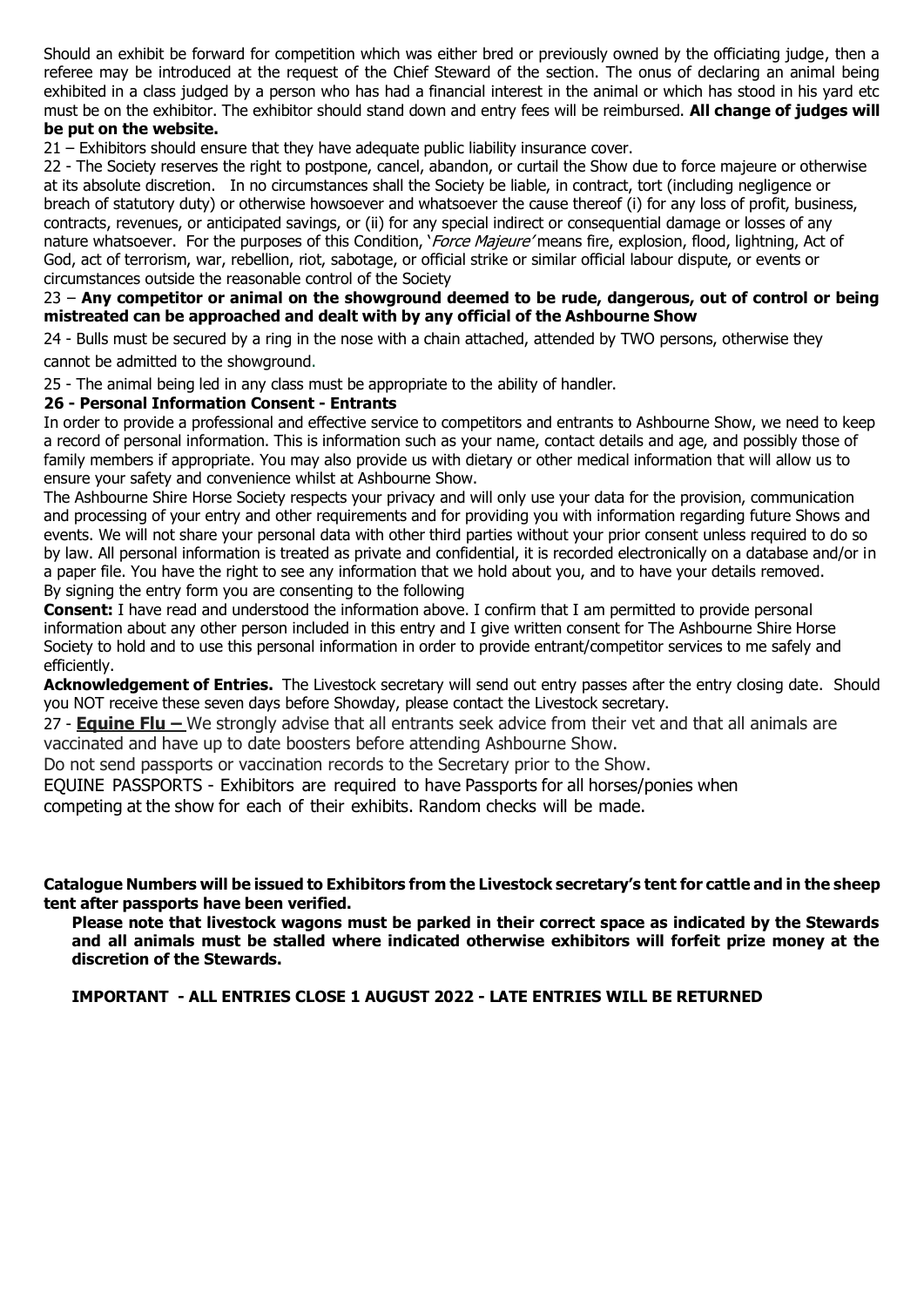Should an exhibit be forward for competition which was either bred or previously owned by the officiating judge, then a referee may be introduced at the request of the Chief Steward of the section. The onus of declaring an animal being exhibited in a class judged by a person who has had a financial interest in the animal or which has stood in his yard etc must be on the exhibitor. The exhibitor should stand down and entry fees will be reimbursed. **All change of judges will be put on the website.**

21 – Exhibitors should ensure that they have adequate public liability insurance cover.

22 - The Society reserves the right to postpone, cancel, abandon, or curtail the Show due to force majeure or otherwise at its absolute discretion. In no circumstances shall the Society be liable, in contract, tort (including negligence or breach of statutory duty) or otherwise howsoever and whatsoever the cause thereof (i) for any loss of profit, business, contracts, revenues, or anticipated savings, or (ii) for any special indirect or consequential damage or losses of any nature whatsoever. For the purposes of this Condition, '*Force Majeure*' means fire, explosion, flood, lightning, Act of God, act of terrorism, war, rebellion, riot, sabotage, or official strike or similar official labour dispute, or events or circumstances outside the reasonable control of the Society

23 – **Any competitor or animal on the showground deemed to be rude, dangerous, out of control or being mistreated can be approached and dealt with by any official of the Ashbourne Show**

24 - Bulls must be secured by a ring in the nose with a chain attached, attended by TWO persons, otherwise they cannot be admitted to the showground.

25 - The animal being led in any class must be appropriate to the ability of handler.

**26 - Personal Information Consent - Entrants**

In order to provide a professional and effective service to competitors and entrants to Ashbourne Show, we need to keep a record of personal information. This is information such as your name, contact details and age, and possibly those of family members if appropriate. You may also provide us with dietary or other medical information that will allow us to ensure your safety and convenience whilst at Ashbourne Show.

The Ashbourne Shire Horse Society respects your privacy and will only use your data for the provision, communication and processing of your entry and other requirements and for providing you with information regarding future Shows and events. We will not share your personal data with other third parties without your prior consent unless required to do so by law. All personal information is treated as private and confidential, it is recorded electronically on a database and/or in a paper file. You have the right to see any information that we hold about you, and to have your details removed.

By signing the entry form you are consenting to the following

**Consent:** I have read and understood the information above. I confirm that I am permitted to provide personal information about any other person included in this entry and I give written consent for The Ashbourne Shire Horse Society to hold and to use this personal information in order to provide entrant/competitor services to me safely and efficiently.

**Acknowledgement of Entries.** The Livestock secretary will send out entry passes after the entry closing date. Should you NOT receive these seven days before Showday, please contact the Livestock secretary.

27 - **Equine Flu –** We strongly advise that all entrants seek advice from their vet and that all animals are vaccinated and have up to date boosters before attending Ashbourne Show.

Do not send passports or vaccination records to the Secretary prior to the Show.

EQUINE PASSPORTS - Exhibitors are required to have Passports for all horses/ponies when competing at the show for each of their exhibits. Random checks will be made.

**Catalogue Numbers will be issued to Exhibitors from the Livestock secretary's tent for cattle and in the sheep tent after passports have been verified.**

**Please note that livestock wagons must be parked in their correct space as indicated by the Stewards and all animals must be stalled where indicated otherwise exhibitors will forfeit prize money at the discretion of the Stewards.**

**IMPORTANT - ALL ENTRIES CLOSE 1 AUGUST 2022 - LATE ENTRIES WILL BE RETURNED**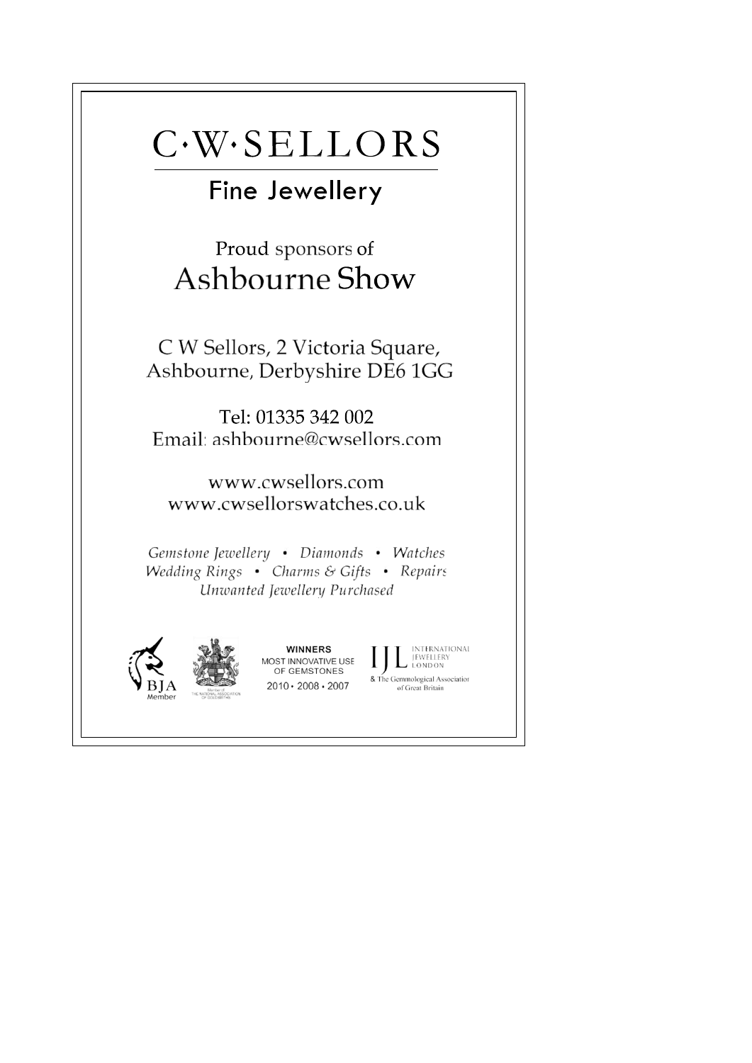# C·W·SELLORS

## Fine Jewellery

Proud sponsors of

## Ashbourne Show

C W Sellors, 2 Victoria Square,
Ashbourne, Derbyshire DE6 1GG

Tel: 01335 342 002
Email: ashbourne@cwsellors.com

www.cwsellors.com
www.cwsellorswatches.co.uk

*Gemstone Jewellery • Diamonds • Watches*
*Wedding Rings • Charms & Gifts • Repairs*
*Unwanted Jewellery Purchased*

BJA Member

Member of THE NATIONAL ASSOCIATION OF GOLDSMITHS

**WINNERS**
MOST INNOVATIVE USE OF GEMSTONES
2010 • 2008 • 2007

IJL INTERNATIONAL JEWELLERY LONDON
& The Gemmological Association of Great Britain